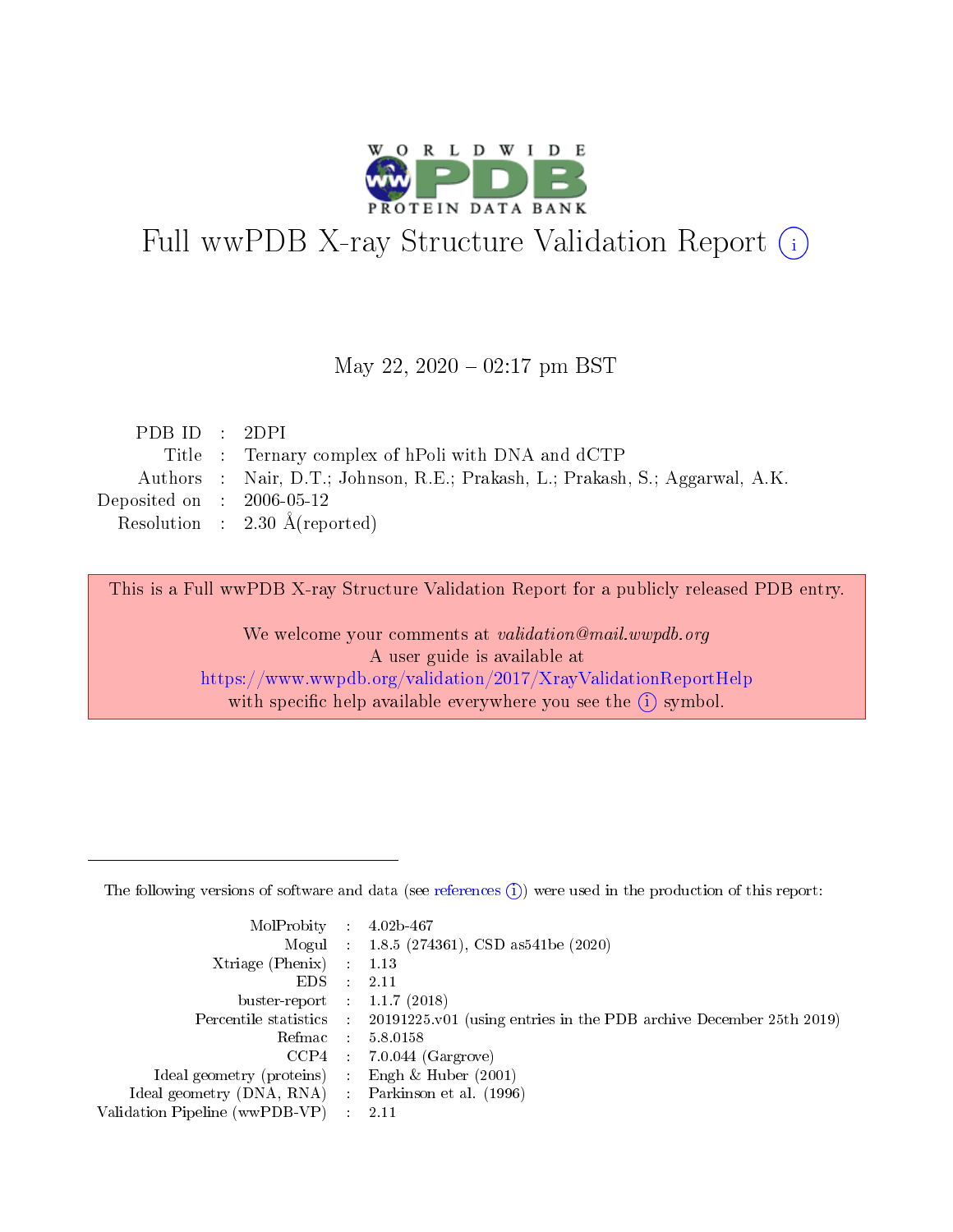# Full wwPDB X-ray Structure Validation Report (i)

May 22, 2020 – 02:17 pm BST

| | | |
|---|---|---|
| PDB ID | : | 2DPI |
| Title | : | Ternary complex of hPoli with DNA and dCTP |
| Authors | : | Nair, D.T.; Johnson, R.E.; Prakash, L.; Prakash, S.; Aggarwal, A.K. |
| Deposited on | : | 2006-05-12 |
| Resolution | : | 2.30 Å(reported) |

This is a Full wwPDB X-ray Structure Validation Report for a publicly released PDB entry.

We welcome your comments at *validation@mail.wwpdb.org*
A user guide is available at
https://www.wwpdb.org/validation/2017/XrayValidationReportHelp
with specific help available everywhere you see the (i) symbol.

---

The following versions of software and data (see references (i)) were used in the production of this report:

| | | |
|---|---|---|
| MolProbity | : | 4.02b-467 |
| Mogul | : | 1.8.5 (274361), CSD as541be (2020) |
| Xtriage (Phenix) | : | 1.13 |
| EDS | : | 2.11 |
| buster-report | : | 1.1.7 (2018) |
| Percentile statistics | : | 20191225.v01 (using entries in the PDB archive December 25th 2019) |
| Refmac | : | 5.8.0158 |
| CCP4 | : | 7.0.044 (Gargrove) |
| Ideal geometry (proteins) | : | Engh & Huber (2001) |
| Ideal geometry (DNA, RNA) | : | Parkinson et al. (1996) |
| Validation Pipeline (wwPDB-VP) | : | 2.11 |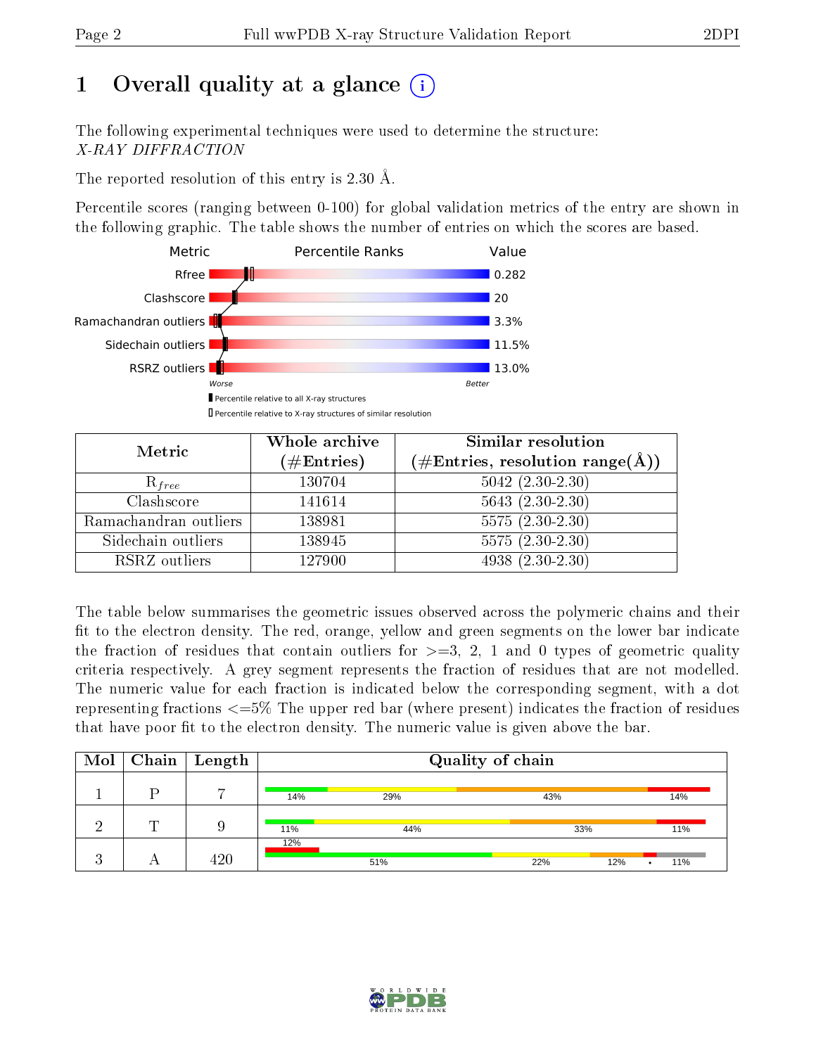# 1 Overall quality at a glance (i)

The following experimental techniques were used to determine the structure:
*X-RAY DIFFRACTION*

The reported resolution of this entry is 2.30 Å.

Percentile scores (ranging between 0-100) for global validation metrics of the entry are shown in the following graphic. The table shows the number of entries on which the scores are based.

| Metric | Value |
|---|---|
| Rfree | 0.282 |
| Clashscore | 20 |
| Ramachandran outliers | 3.3% |
| Sidechain outliers | 11.5% |
| RSRZ outliers | 13.0% |

Worse — Better

- Percentile relative to all X-ray structures
- Percentile relative to X-ray structures of similar resolution

| Metric | Whole archive (#Entries) | Similar resolution (#Entries, resolution range(Å)) |
|---|---|---|
| $R_{free}$ | 130704 | 5042 (2.30-2.30) |
| Clashscore | 141614 | 5643 (2.30-2.30) |
| Ramachandran outliers | 138981 | 5575 (2.30-2.30) |
| Sidechain outliers | 138945 | 5575 (2.30-2.30) |
| RSRZ outliers | 127900 | 4938 (2.30-2.30) |

The table below summarises the geometric issues observed across the polymeric chains and their fit to the electron density. The red, orange, yellow and green segments on the lower bar indicate the fraction of residues that contain outliers for >=3, 2, 1 and 0 types of geometric quality criteria respectively. A grey segment represents the fraction of residues that are not modelled. The numeric value for each fraction is indicated below the corresponding segment, with a dot representing fractions <=5% The upper red bar (where present) indicates the fraction of residues that have poor fit to the electron density. The numeric value is given above the bar.

| Mol | Chain | Length | Quality of chain |
|---|---|---|---|
| 1 | P | 7 | 14% / 29% / 43% / 14% |
| 2 | T | 9 | 11% / 44% / 33% / 11% |
| 3 | A | 420 | 12% (poor fit); 51% / 22% / 12% / • / 11% |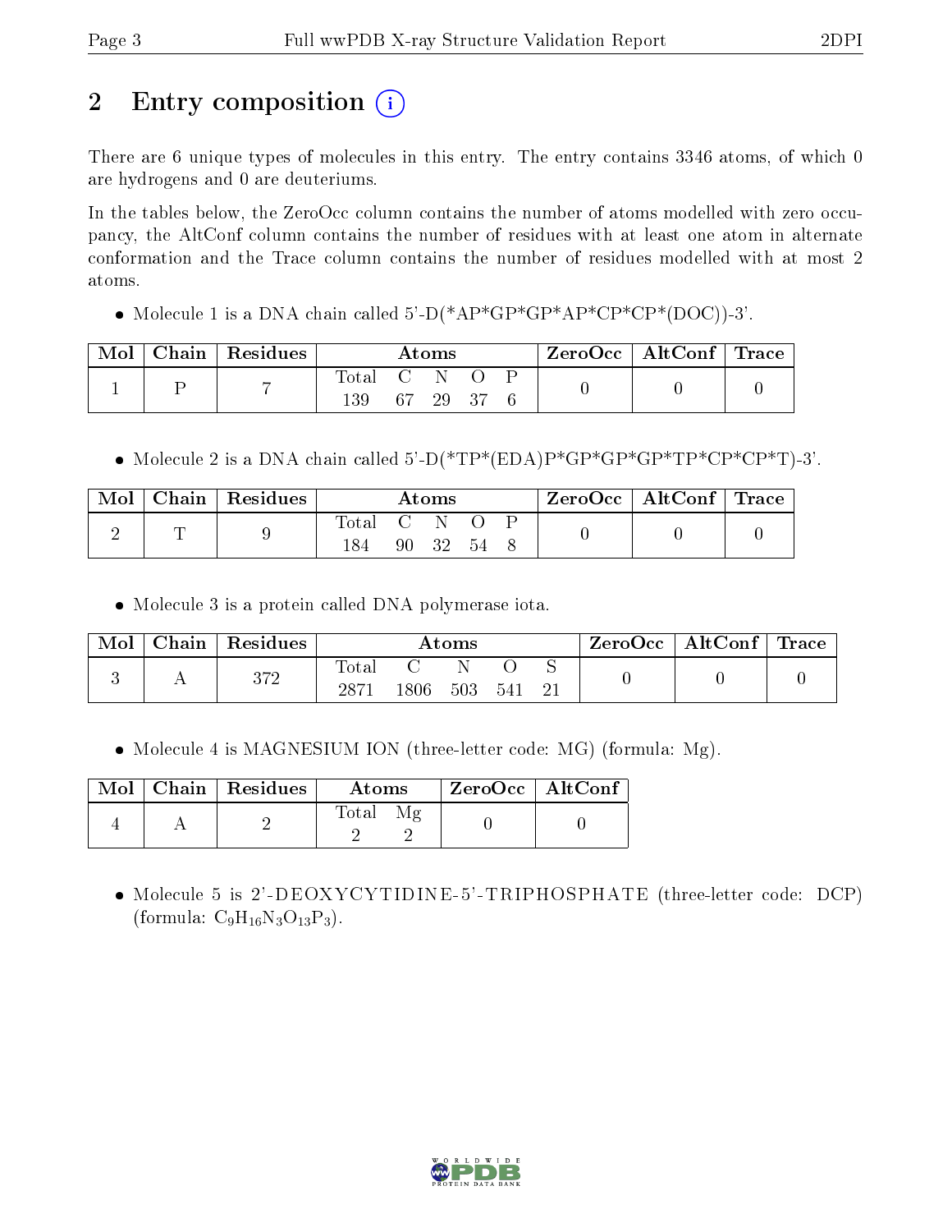# 2 Entry composition

There are 6 unique types of molecules in this entry. The entry contains 3346 atoms, of which 0 are hydrogens and 0 are deuteriums.

In the tables below, the ZeroOcc column contains the number of atoms modelled with zero occupancy, the AltConf column contains the number of residues with at least one atom in alternate conformation and the Trace column contains the number of residues modelled with at most 2 atoms.

- Molecule 1 is a DNA chain called 5'-D(*AP*GP*GP*AP*CP*CP*(DOC))-3'.

| Mol | Chain | Residues | Atoms | | | | | ZeroOcc | AltConf | Trace |
|---|---|---|---|---|---|---|---|---|---|---|
| 1 | P | 7 | Total | C | N | O | P | 0 | 0 | 0 |
| | | | 139 | 67 | 29 | 37 | 6 | | | |

- Molecule 2 is a DNA chain called 5'-D(*TP*(EDA)P*GP*GP*GP*TP*CP*CP*T)-3'.

| Mol | Chain | Residues | Atoms | | | | | ZeroOcc | AltConf | Trace |
|---|---|---|---|---|---|---|---|---|---|---|
| 2 | T | 9 | Total | C | N | O | P | 0 | 0 | 0 |
| | | | 184 | 90 | 32 | 54 | 8 | | | |

- Molecule 3 is a protein called DNA polymerase iota.

| Mol | Chain | Residues | Atoms | | | | | ZeroOcc | AltConf | Trace |
|---|---|---|---|---|---|---|---|---|---|---|
| 3 | A | 372 | Total | C | N | O | S | 0 | 0 | 0 |
| | | | 2871 | 1806 | 503 | 541 | 21 | | | |

- Molecule 4 is MAGNESIUM ION (three-letter code: MG) (formula: Mg).

| Mol | Chain | Residues | Atoms | | ZeroOcc | AltConf |
|---|---|---|---|---|---|---|
| 4 | A | 2 | Total | Mg | 0 | 0 |
| | | | 2 | 2 | | |

- Molecule 5 is 2'-DEOXYCYTIDINE-5'-TRIPHOSPHATE (three-letter code: DCP) (formula: $C_9H_{16}N_3O_{13}P_3$).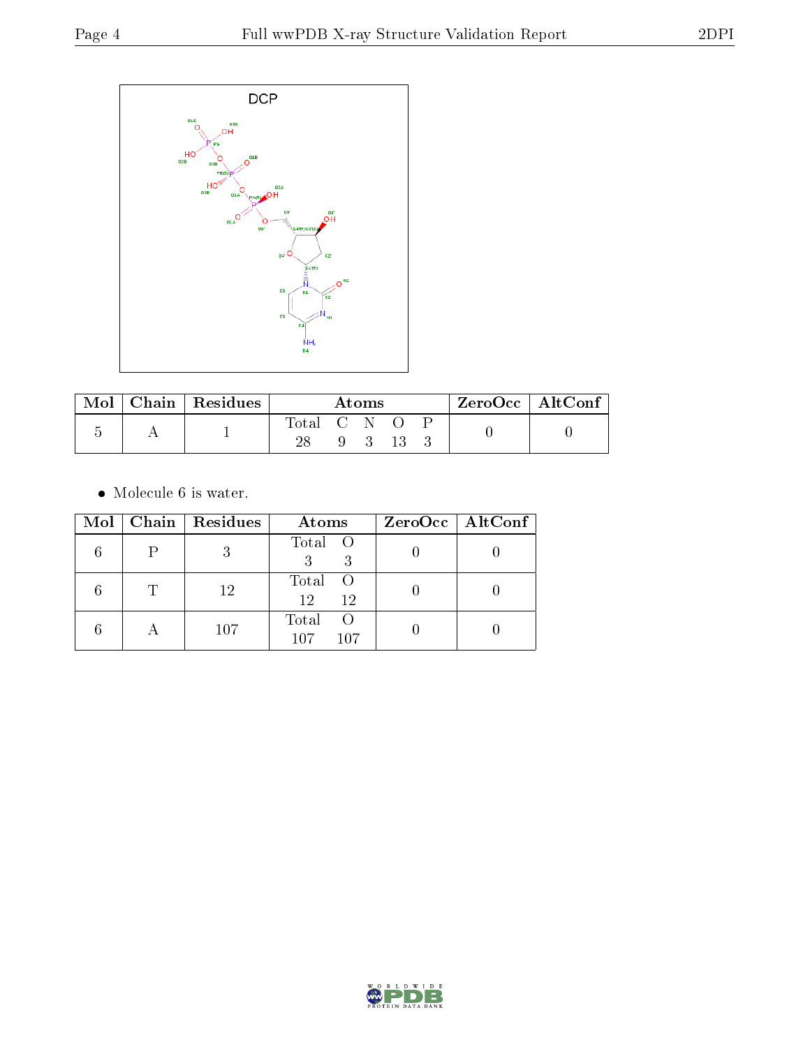DCP

| Mol | Chain | Residues | Atoms | | | | | ZeroOcc | AltConf |
|---|---|---|---|---|---|---|---|---|---|
| | | | Total | C | N | O | P | | |
| 5 | A | 1 | 28 | 9 | 3 | 13 | 3 | 0 | 0 |

- Molecule 6 is water.

| Mol | Chain | Residues | Atoms | | ZeroOcc | AltConf |
|---|---|---|---|---|---|---|
| | | | Total | O | | |
| 6 | P | 3 | 3 | 3 | 0 | 0 |
| 6 | T | 12 | 12 | 12 | 0 | 0 |
| 6 | A | 107 | 107 | 107 | 0 | 0 |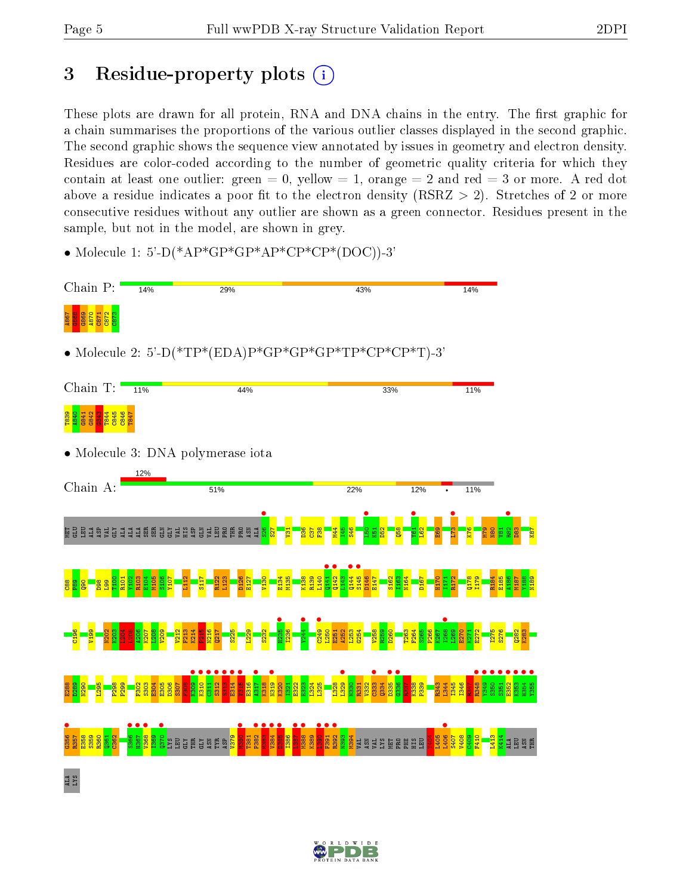# 3 Residue-property plots

These plots are drawn for all protein, RNA and DNA chains in the entry. The first graphic for a chain summarises the proportions of the various outlier classes displayed in the second graphic. The second graphic shows the sequence view annotated by issues in geometry and electron density. Residues are color-coded according to the number of geometric quality criteria for which they contain at least one outlier: green = 0, yellow = 1, orange = 2 and red = 3 or more. A red dot above a residue indicates a poor fit to the electron density (RSRZ > 2). Stretches of 2 or more consecutive residues without any outlier are shown as a green connector. Residues present in the sample, but not in the model, are shown in grey.

- Molecule 1: 5'-D(*AP*GP*GP*AP*CP*CP*(DOC))-3'

Chain P: 14% | 29% | 43% | 14%

A867 G868 G869 A870 C871 C872 C873

- Molecule 2: 5'-D(*TP*(EDA)P*GP*GP*GP*TP*CP*CP*T)-3'

Chain T: 11% | 44% | 33% | 11%

T839 E840 G841 G842 G843 T844 C845 C846 T847

- Molecule 3: DNA polymerase iota

Chain A: 12% | 51% | 22% | 12% | • | 11%

MET GLU LEU ALA ASP VAL GLY ALA ALA ALA SER SER GLN GLY VAL HIS ASP GLN VAL LEU PRO THR PRO ASN ALA S26 S27 V31 D36 C37 F38 M44 I45 S46 L50 K51 D52 Q58 Y61 L62 E69 L73 K76 M79 N80 V81 R82 D83 K87 C88 F89 Q90 D98 L99 T100 R101 Y102 R103 E104 M105 S106 Y107 L112 S117 R122 L123 D126 E127 V130 E134 M135 K138 R139 L140 Q141 Q142 L143 Q144 S145 D146 E147 S162 I163 N164 D167 H170 I171 R172 Q178 I179 R184 E185 A186 M187 Y188 N189 C196 V199 N202 K203 K204 L205 A206 K207 L208 V209 V212 F213 K214 F215 N216 Q217 S225 L229 S232 H235 I236 Y244 C249 L250 E251 K252 L253 G254 V258 R259 D260 T263 F264 S265 P266 K267 I268 L269 E270 K271 E272 I275 S276 Q282 K283 E288 D289 N290 L295 P298 P299 F302 S303 E304 E305 D306 S307 F308 K309 K310 C311 S312 S313 E314 V315 E316 A317 K318 N319 K320 I321 E322 E323 L324 L325 L328 L329 R330 R331 V332 C333 Q334 D335 G336 R337 K338 P339 R343 L344 I345 I346 R347 R348 Y349 S350 S351 E352 K353 H354 Y355 G356 R357 E358 S359 R360 Q361 C362 S366 H367 V368 I369 Q370 LYS LEU GLY THR GLY ASN TYR ASP V379 M380 T381 P382 M383 V384 D385 I386 L387 M388 K389 L390 F391 R392 N393 M394 VAL ASN VAL LYS MET PRO PHE HIS LEU Y404 L405 L406 S407 V408 G409 F410 L413 K414 ALA LEU ASN THR ALA LYS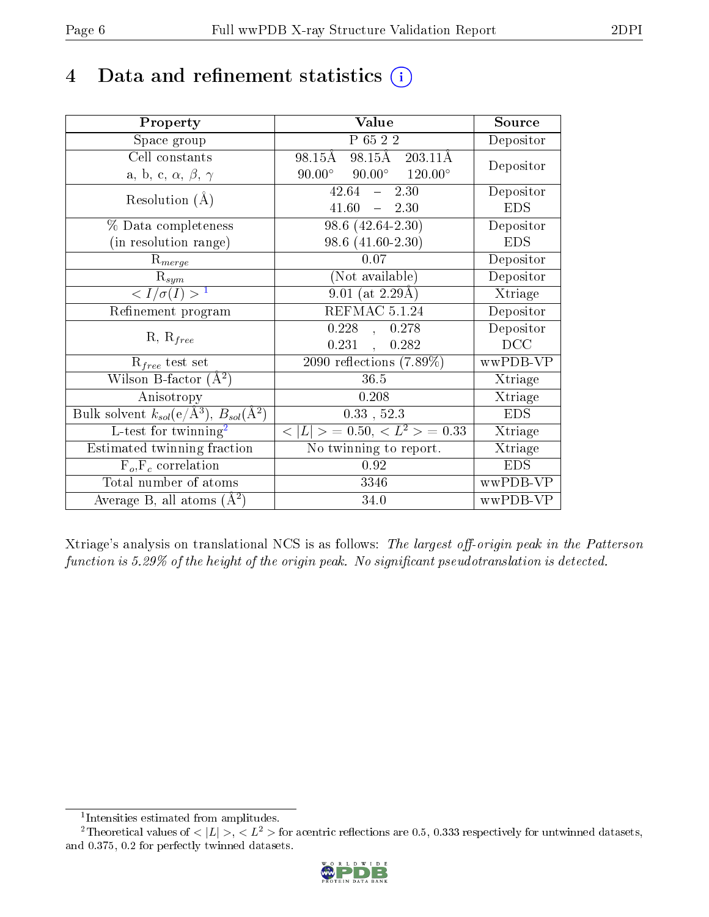# 4 Data and refinement statistics

| Property | Value | Source |
|---|---|---|
| Space group | P 65 2 2 | Depositor |
| Cell constants<br>a, b, c, $\alpha$, $\beta$, $\gamma$ | 98.15Å 98.15Å 203.11Å<br>90.00° 90.00° 120.00° | Depositor |
| Resolution (Å) | 42.64 – 2.30<br>41.60 – 2.30 | Depositor<br>EDS |
| % Data completeness<br>(in resolution range) | 98.6 (42.64-2.30)<br>98.6 (41.60-2.30) | Depositor<br>EDS |
| $R_{merge}$ | 0.07 | Depositor |
| $R_{sym}$ | (Not available) | Depositor |
| $< I/\sigma(I) >$ [1] | 9.01 (at 2.29Å) | Xtriage |
| Refinement program | REFMAC 5.1.24 | Depositor |
| R, $R_{free}$ | 0.228 , 0.278<br>0.231 , 0.282 | Depositor<br>DCC |
| $R_{free}$ test set | 2090 reflections (7.89%) | wwPDB-VP |
| Wilson B-factor (Å$^2$) | 36.5 | Xtriage |
| Anisotropy | 0.208 | Xtriage |
| Bulk solvent $k_{sol}$(e/Å$^3$), $B_{sol}$(Å$^2$) | 0.33 , 52.3 | EDS |
| L-test for twinning[2] | $< \|L\| >$ = 0.50, $< L^2 >$ = 0.33 | Xtriage |
| Estimated twinning fraction | No twinning to report. | Xtriage |
| $F_o$,$F_c$ correlation | 0.92 | EDS |
| Total number of atoms | 3346 | wwPDB-VP |
| Average B, all atoms (Å$^2$) | 34.0 | wwPDB-VP |

Xtriage's analysis on translational NCS is as follows: *The largest off-origin peak in the Patterson function is 5.29% of the height of the origin peak. No significant pseudotranslation is detected.*

[1] Intensities estimated from amplitudes.

[2] Theoretical values of $< |L| >$, $< L^2 >$ for acentric reflections are 0.5, 0.333 respectively for untwinned datasets, and 0.375, 0.2 for perfectly twinned datasets.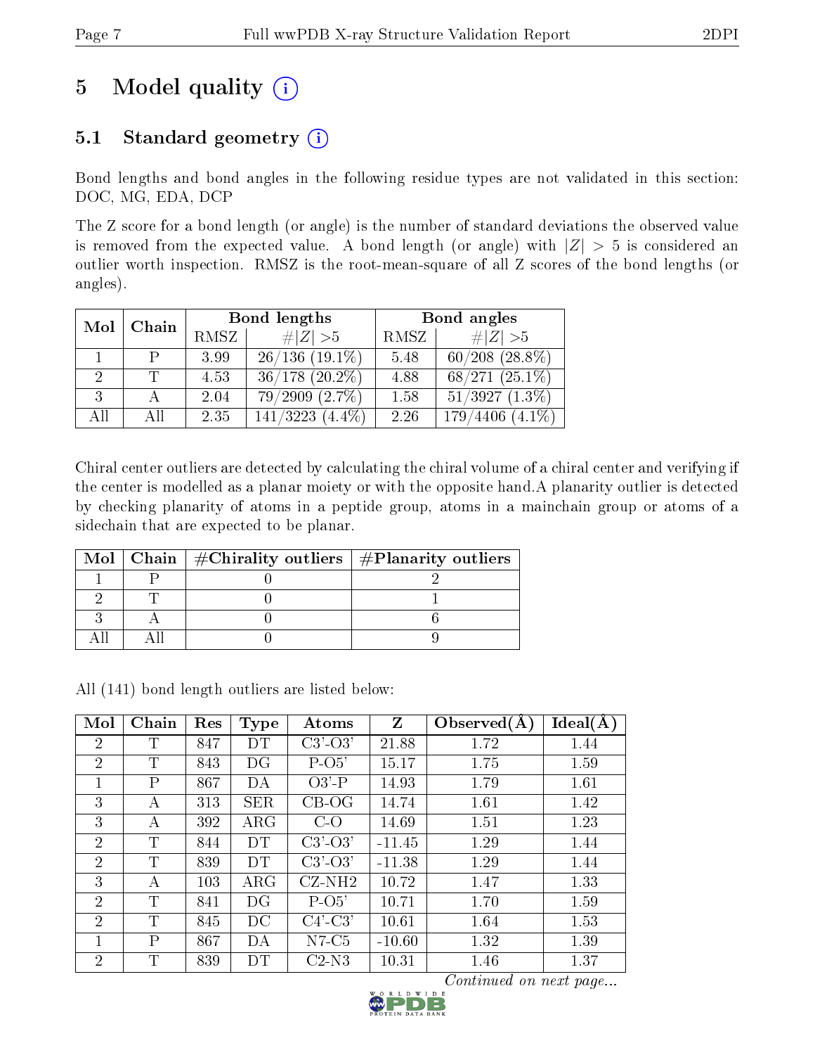# 5 Model quality

## 5.1 Standard geometry

Bond lengths and bond angles in the following residue types are not validated in this section: DOC, MG, EDA, DCP

The Z score for a bond length (or angle) is the number of standard deviations the observed value is removed from the expected value. A bond length (or angle) with $|Z| > 5$ is considered an outlier worth inspection. RMSZ is the root-mean-square of all Z scores of the bond lengths (or angles).

| Mol | Chain | Bond lengths | | Bond angles | |
|---|---|---|---|---|---|
| | | RMSZ | #\|Z\| >5 | RMSZ | #\|Z\| >5 |
| 1 | P | 3.99 | 26/136 (19.1%) | 5.48 | 60/208 (28.8%) |
| 2 | T | 4.53 | 36/178 (20.2%) | 4.88 | 68/271 (25.1%) |
| 3 | A | 2.04 | 79/2909 (2.7%) | 1.58 | 51/3927 (1.3%) |
| All | All | 2.35 | 141/3223 (4.4%) | 2.26 | 179/4406 (4.1%) |

Chiral center outliers are detected by calculating the chiral volume of a chiral center and verifying if the center is modelled as a planar moiety or with the opposite hand.A planarity outlier is detected by checking planarity of atoms in a peptide group, atoms in a mainchain group or atoms of a sidechain that are expected to be planar.

| Mol | Chain | #Chirality outliers | #Planarity outliers |
|---|---|---|---|
| 1 | P | 0 | 2 |
| 2 | T | 0 | 1 |
| 3 | A | 0 | 6 |
| All | All | 0 | 9 |

All (141) bond length outliers are listed below:

| Mol | Chain | Res | Type | Atoms | Z | Observed(Å) | Ideal(Å) |
|---|---|---|---|---|---|---|---|
| 2 | T | 847 | DT | C3'-O3' | 21.88 | 1.72 | 1.44 |
| 2 | T | 843 | DG | P-O5' | 15.17 | 1.75 | 1.59 |
| 1 | P | 867 | DA | O3'-P | 14.93 | 1.79 | 1.61 |
| 3 | A | 313 | SER | CB-OG | 14.74 | 1.61 | 1.42 |
| 3 | A | 392 | ARG | C-O | 14.69 | 1.51 | 1.23 |
| 2 | T | 844 | DT | C3'-O3' | -11.45 | 1.29 | 1.44 |
| 2 | T | 839 | DT | C3'-O3' | -11.38 | 1.29 | 1.44 |
| 3 | A | 103 | ARG | CZ-NH2 | 10.72 | 1.47 | 1.33 |
| 2 | T | 841 | DG | P-O5' | 10.71 | 1.70 | 1.59 |
| 2 | T | 845 | DC | C4'-C3' | 10.61 | 1.64 | 1.53 |
| 1 | P | 867 | DA | N7-C5 | -10.60 | 1.32 | 1.39 |
| 2 | T | 839 | DT | C2-N3 | 10.31 | 1.46 | 1.37 |

*Continued on next page...*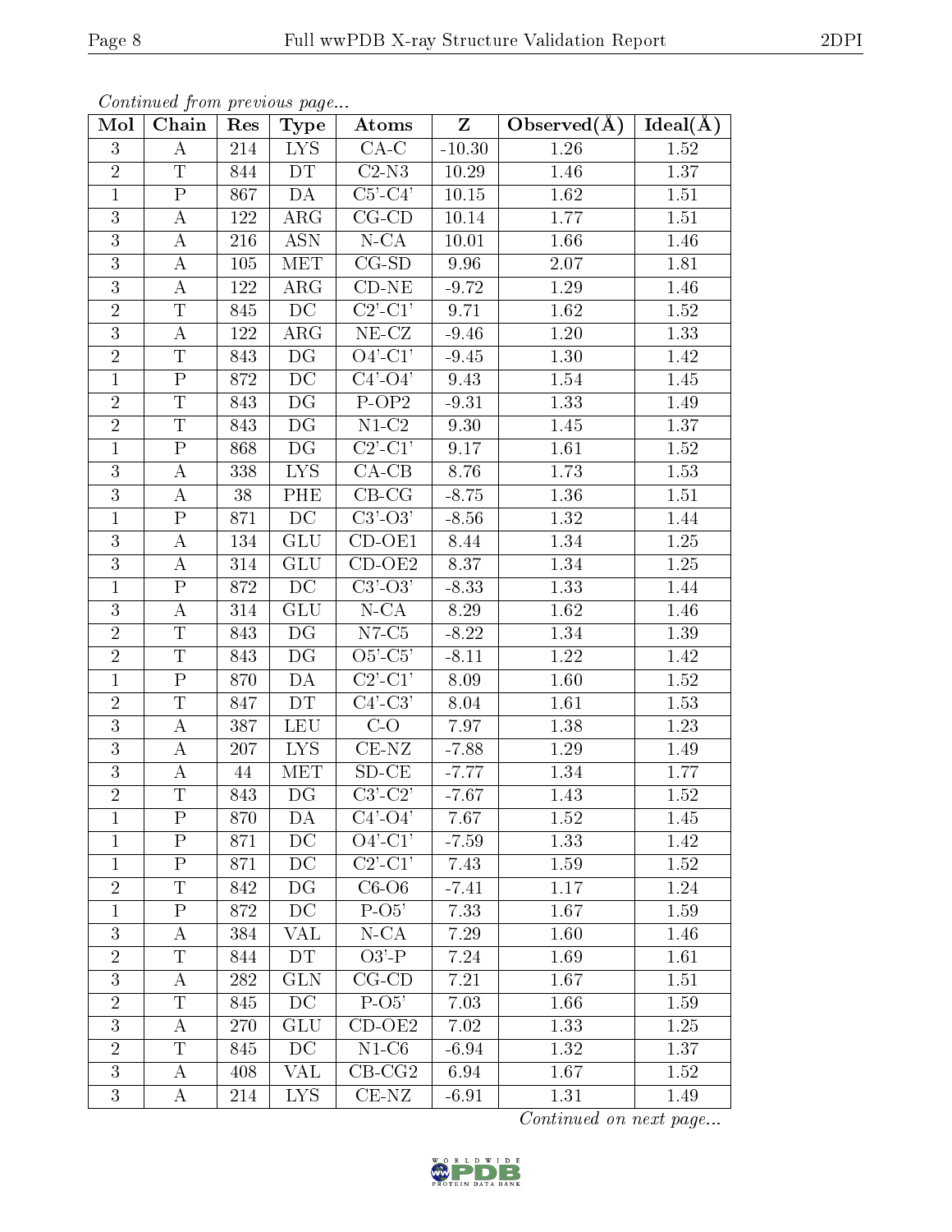*Continued from previous page...*

| Mol | Chain | Res | Type | Atoms | Z | Observed(Å) | Ideal(Å) |
|---|---|---|---|---|---|---|---|
| 3 | A | 214 | LYS | CA-C | -10.30 | 1.26 | 1.52 |
| 2 | T | 844 | DT | C2-N3 | 10.29 | 1.46 | 1.37 |
| 1 | P | 867 | DA | C5'-C4' | 10.15 | 1.62 | 1.51 |
| 3 | A | 122 | ARG | CG-CD | 10.14 | 1.77 | 1.51 |
| 3 | A | 216 | ASN | N-CA | 10.01 | 1.66 | 1.46 |
| 3 | A | 105 | MET | CG-SD | 9.96 | 2.07 | 1.81 |
| 3 | A | 122 | ARG | CD-NE | -9.72 | 1.29 | 1.46 |
| 2 | T | 845 | DC | C2'-C1' | 9.71 | 1.62 | 1.52 |
| 3 | A | 122 | ARG | NE-CZ | -9.46 | 1.20 | 1.33 |
| 2 | T | 843 | DG | O4'-C1' | -9.45 | 1.30 | 1.42 |
| 1 | P | 872 | DC | C4'-O4' | 9.43 | 1.54 | 1.45 |
| 2 | T | 843 | DG | P-OP2 | -9.31 | 1.33 | 1.49 |
| 2 | T | 843 | DG | N1-C2 | 9.30 | 1.45 | 1.37 |
| 1 | P | 868 | DG | C2'-C1' | 9.17 | 1.61 | 1.52 |
| 3 | A | 338 | LYS | CA-CB | 8.76 | 1.73 | 1.53 |
| 3 | A | 38 | PHE | CB-CG | -8.75 | 1.36 | 1.51 |
| 1 | P | 871 | DC | C3'-O3' | -8.56 | 1.32 | 1.44 |
| 3 | A | 134 | GLU | CD-OE1 | 8.44 | 1.34 | 1.25 |
| 3 | A | 314 | GLU | CD-OE2 | 8.37 | 1.34 | 1.25 |
| 1 | P | 872 | DC | C3'-O3' | -8.33 | 1.33 | 1.44 |
| 3 | A | 314 | GLU | N-CA | 8.29 | 1.62 | 1.46 |
| 2 | T | 843 | DG | N7-C5 | -8.22 | 1.34 | 1.39 |
| 2 | T | 843 | DG | O5'-C5' | -8.11 | 1.22 | 1.42 |
| 1 | P | 870 | DA | C2'-C1' | 8.09 | 1.60 | 1.52 |
| 2 | T | 847 | DT | C4'-C3' | 8.04 | 1.61 | 1.53 |
| 3 | A | 387 | LEU | C-O | 7.97 | 1.38 | 1.23 |
| 3 | A | 207 | LYS | CE-NZ | -7.88 | 1.29 | 1.49 |
| 3 | A | 44 | MET | SD-CE | -7.77 | 1.34 | 1.77 |
| 2 | T | 843 | DG | C3'-C2' | -7.67 | 1.43 | 1.52 |
| 1 | P | 870 | DA | C4'-O4' | 7.67 | 1.52 | 1.45 |
| 1 | P | 871 | DC | O4'-C1' | -7.59 | 1.33 | 1.42 |
| 1 | P | 871 | DC | C2'-C1' | 7.43 | 1.59 | 1.52 |
| 2 | T | 842 | DG | C6-O6 | -7.41 | 1.17 | 1.24 |
| 1 | P | 872 | DC | P-O5' | 7.33 | 1.67 | 1.59 |
| 3 | A | 384 | VAL | N-CA | 7.29 | 1.60 | 1.46 |
| 2 | T | 844 | DT | O3'-P | 7.24 | 1.69 | 1.61 |
| 3 | A | 282 | GLN | CG-CD | 7.21 | 1.67 | 1.51 |
| 2 | T | 845 | DC | P-O5' | 7.03 | 1.66 | 1.59 |
| 3 | A | 270 | GLU | CD-OE2 | 7.02 | 1.33 | 1.25 |
| 2 | T | 845 | DC | N1-C6 | -6.94 | 1.32 | 1.37 |
| 3 | A | 408 | VAL | CB-CG2 | 6.94 | 1.67 | 1.52 |
| 3 | A | 214 | LYS | CE-NZ | -6.91 | 1.31 | 1.49 |

*Continued on next page...*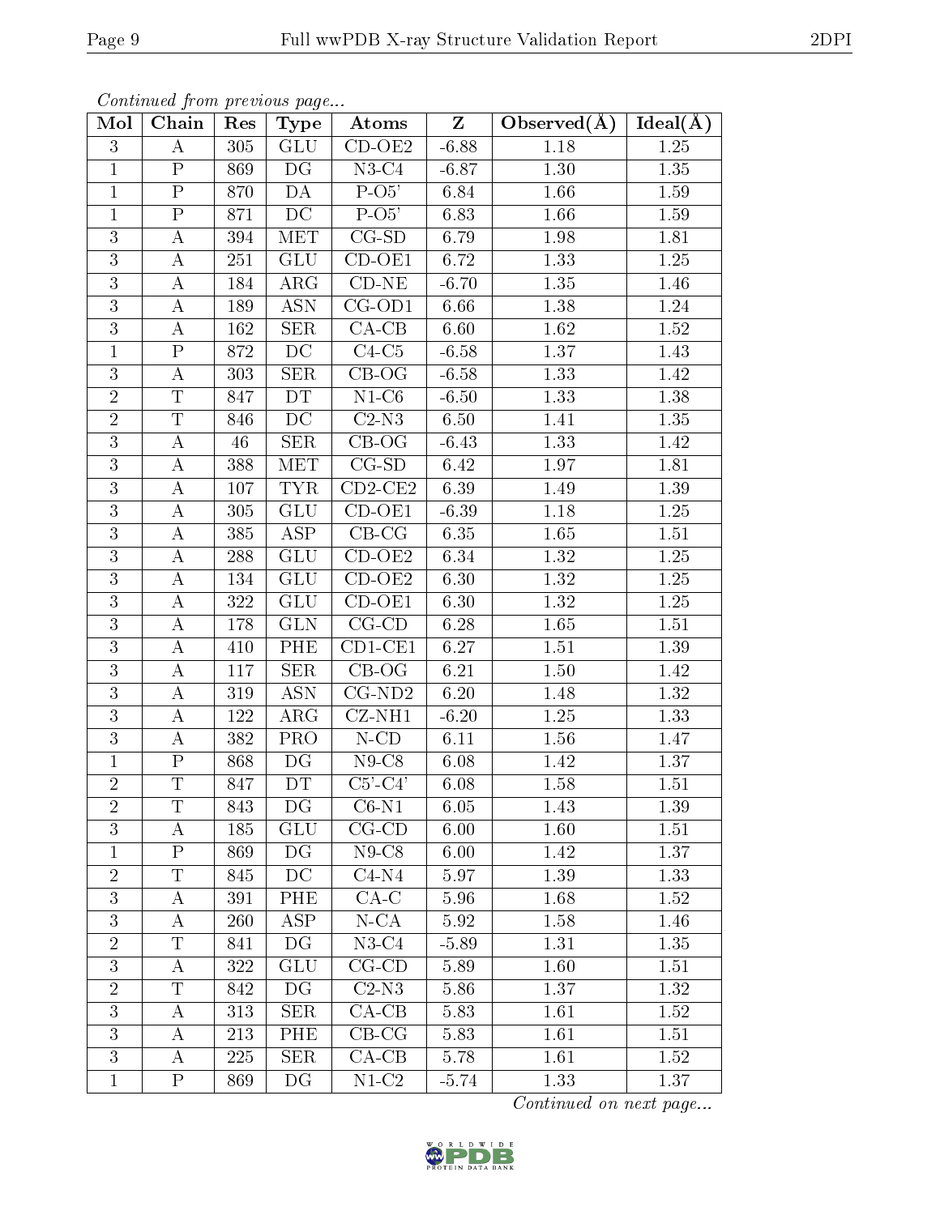*Continued from previous page...*

| Mol | Chain | Res | Type | Atoms | Z | Observed(Å) | Ideal(Å) |
|---|---|---|---|---|---|---|---|
| 3 | A | 305 | GLU | CD-OE2 | -6.88 | 1.18 | 1.25 |
| 1 | P | 869 | DG | N3-C4 | -6.87 | 1.30 | 1.35 |
| 1 | P | 870 | DA | P-O5' | 6.84 | 1.66 | 1.59 |
| 1 | P | 871 | DC | P-O5' | 6.83 | 1.66 | 1.59 |
| 3 | A | 394 | MET | CG-SD | 6.79 | 1.98 | 1.81 |
| 3 | A | 251 | GLU | CD-OE1 | 6.72 | 1.33 | 1.25 |
| 3 | A | 184 | ARG | CD-NE | -6.70 | 1.35 | 1.46 |
| 3 | A | 189 | ASN | CG-OD1 | 6.66 | 1.38 | 1.24 |
| 3 | A | 162 | SER | CA-CB | 6.60 | 1.62 | 1.52 |
| 1 | P | 872 | DC | C4-C5 | -6.58 | 1.37 | 1.43 |
| 3 | A | 303 | SER | CB-OG | -6.58 | 1.33 | 1.42 |
| 2 | T | 847 | DT | N1-C6 | -6.50 | 1.33 | 1.38 |
| 2 | T | 846 | DC | C2-N3 | 6.50 | 1.41 | 1.35 |
| 3 | A | 46 | SER | CB-OG | -6.43 | 1.33 | 1.42 |
| 3 | A | 388 | MET | CG-SD | 6.42 | 1.97 | 1.81 |
| 3 | A | 107 | TYR | CD2-CE2 | 6.39 | 1.49 | 1.39 |
| 3 | A | 305 | GLU | CD-OE1 | -6.39 | 1.18 | 1.25 |
| 3 | A | 385 | ASP | CB-CG | 6.35 | 1.65 | 1.51 |
| 3 | A | 288 | GLU | CD-OE2 | 6.34 | 1.32 | 1.25 |
| 3 | A | 134 | GLU | CD-OE2 | 6.30 | 1.32 | 1.25 |
| 3 | A | 322 | GLU | CD-OE1 | 6.30 | 1.32 | 1.25 |
| 3 | A | 178 | GLN | CG-CD | 6.28 | 1.65 | 1.51 |
| 3 | A | 410 | PHE | CD1-CE1 | 6.27 | 1.51 | 1.39 |
| 3 | A | 117 | SER | CB-OG | 6.21 | 1.50 | 1.42 |
| 3 | A | 319 | ASN | CG-ND2 | 6.20 | 1.48 | 1.32 |
| 3 | A | 122 | ARG | CZ-NH1 | -6.20 | 1.25 | 1.33 |
| 3 | A | 382 | PRO | N-CD | 6.11 | 1.56 | 1.47 |
| 1 | P | 868 | DG | N9-C8 | 6.08 | 1.42 | 1.37 |
| 2 | T | 847 | DT | C5'-C4' | 6.08 | 1.58 | 1.51 |
| 2 | T | 843 | DG | C6-N1 | 6.05 | 1.43 | 1.39 |
| 3 | A | 185 | GLU | CG-CD | 6.00 | 1.60 | 1.51 |
| 1 | P | 869 | DG | N9-C8 | 6.00 | 1.42 | 1.37 |
| 2 | T | 845 | DC | C4-N4 | 5.97 | 1.39 | 1.33 |
| 3 | A | 391 | PHE | CA-C | 5.96 | 1.68 | 1.52 |
| 3 | A | 260 | ASP | N-CA | 5.92 | 1.58 | 1.46 |
| 2 | T | 841 | DG | N3-C4 | -5.89 | 1.31 | 1.35 |
| 3 | A | 322 | GLU | CG-CD | 5.89 | 1.60 | 1.51 |
| 2 | T | 842 | DG | C2-N3 | 5.86 | 1.37 | 1.32 |
| 3 | A | 313 | SER | CA-CB | 5.83 | 1.61 | 1.52 |
| 3 | A | 213 | PHE | CB-CG | 5.83 | 1.61 | 1.51 |
| 3 | A | 225 | SER | CA-CB | 5.78 | 1.61 | 1.52 |
| 1 | P | 869 | DG | N1-C2 | -5.74 | 1.33 | 1.37 |

*Continued on next page...*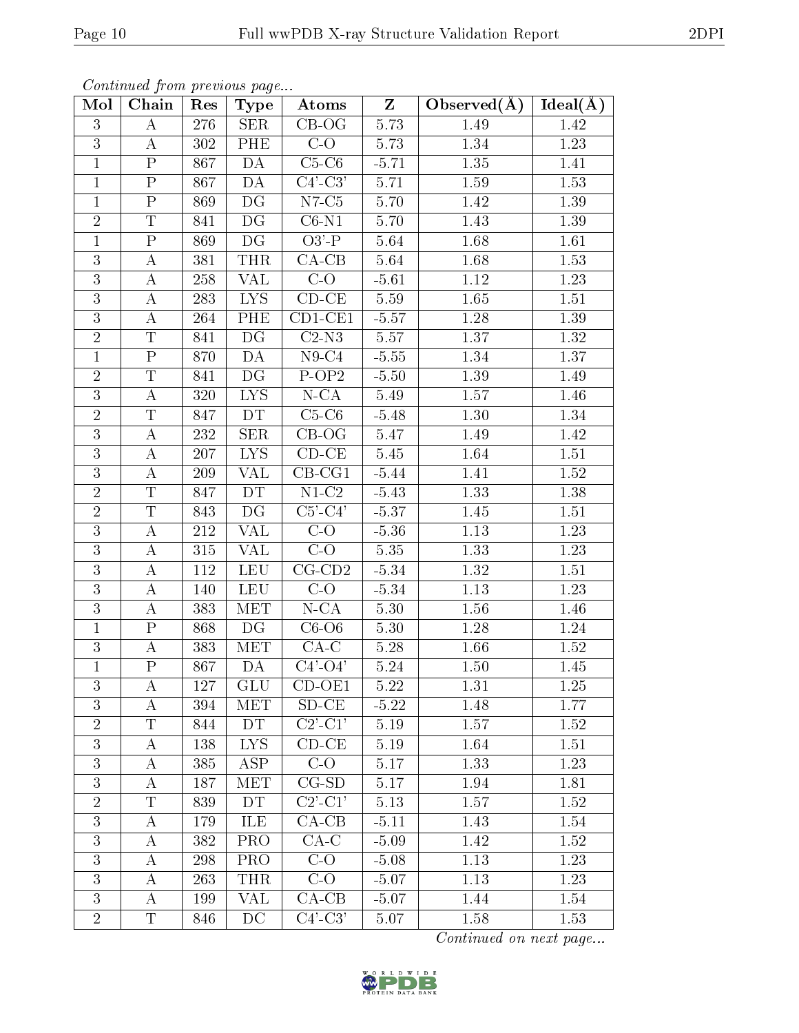*Continued from previous page...*

| Mol | Chain | Res | Type | Atoms | Z | Observed(Å) | Ideal(Å) |
|---|---|---|---|---|---|---|---|
| 3 | A | 276 | SER | CB-OG | 5.73 | 1.49 | 1.42 |
| 3 | A | 302 | PHE | C-O | 5.73 | 1.34 | 1.23 |
| 1 | P | 867 | DA | C5-C6 | -5.71 | 1.35 | 1.41 |
| 1 | P | 867 | DA | C4'-C3' | 5.71 | 1.59 | 1.53 |
| 1 | P | 869 | DG | N7-C5 | 5.70 | 1.42 | 1.39 |
| 2 | T | 841 | DG | C6-N1 | 5.70 | 1.43 | 1.39 |
| 1 | P | 869 | DG | O3'-P | 5.64 | 1.68 | 1.61 |
| 3 | A | 381 | THR | CA-CB | 5.64 | 1.68 | 1.53 |
| 3 | A | 258 | VAL | C-O | -5.61 | 1.12 | 1.23 |
| 3 | A | 283 | LYS | CD-CE | 5.59 | 1.65 | 1.51 |
| 3 | A | 264 | PHE | CD1-CE1 | -5.57 | 1.28 | 1.39 |
| 2 | T | 841 | DG | C2-N3 | 5.57 | 1.37 | 1.32 |
| 1 | P | 870 | DA | N9-C4 | -5.55 | 1.34 | 1.37 |
| 2 | T | 841 | DG | P-OP2 | -5.50 | 1.39 | 1.49 |
| 3 | A | 320 | LYS | N-CA | 5.49 | 1.57 | 1.46 |
| 2 | T | 847 | DT | C5-C6 | -5.48 | 1.30 | 1.34 |
| 3 | A | 232 | SER | CB-OG | 5.47 | 1.49 | 1.42 |
| 3 | A | 207 | LYS | CD-CE | 5.45 | 1.64 | 1.51 |
| 3 | A | 209 | VAL | CB-CG1 | -5.44 | 1.41 | 1.52 |
| 2 | T | 847 | DT | N1-C2 | -5.43 | 1.33 | 1.38 |
| 2 | T | 843 | DG | C5'-C4' | -5.37 | 1.45 | 1.51 |
| 3 | A | 212 | VAL | C-O | -5.36 | 1.13 | 1.23 |
| 3 | A | 315 | VAL | C-O | 5.35 | 1.33 | 1.23 |
| 3 | A | 112 | LEU | CG-CD2 | -5.34 | 1.32 | 1.51 |
| 3 | A | 140 | LEU | C-O | -5.34 | 1.13 | 1.23 |
| 3 | A | 383 | MET | N-CA | 5.30 | 1.56 | 1.46 |
| 1 | P | 868 | DG | C6-O6 | 5.30 | 1.28 | 1.24 |
| 3 | A | 383 | MET | CA-C | 5.28 | 1.66 | 1.52 |
| 1 | P | 867 | DA | C4'-O4' | 5.24 | 1.50 | 1.45 |
| 3 | A | 127 | GLU | CD-OE1 | 5.22 | 1.31 | 1.25 |
| 3 | A | 394 | MET | SD-CE | -5.22 | 1.48 | 1.77 |
| 2 | T | 844 | DT | C2'-C1' | 5.19 | 1.57 | 1.52 |
| 3 | A | 138 | LYS | CD-CE | 5.19 | 1.64 | 1.51 |
| 3 | A | 385 | ASP | C-O | 5.17 | 1.33 | 1.23 |
| 3 | A | 187 | MET | CG-SD | 5.17 | 1.94 | 1.81 |
| 2 | T | 839 | DT | C2'-C1' | 5.13 | 1.57 | 1.52 |
| 3 | A | 179 | ILE | CA-CB | -5.11 | 1.43 | 1.54 |
| 3 | A | 382 | PRO | CA-C | -5.09 | 1.42 | 1.52 |
| 3 | A | 298 | PRO | C-O | -5.08 | 1.13 | 1.23 |
| 3 | A | 263 | THR | C-O | -5.07 | 1.13 | 1.23 |
| 3 | A | 199 | VAL | CA-CB | -5.07 | 1.44 | 1.54 |
| 2 | T | 846 | DC | C4'-C3' | 5.07 | 1.58 | 1.53 |

*Continued on next page...*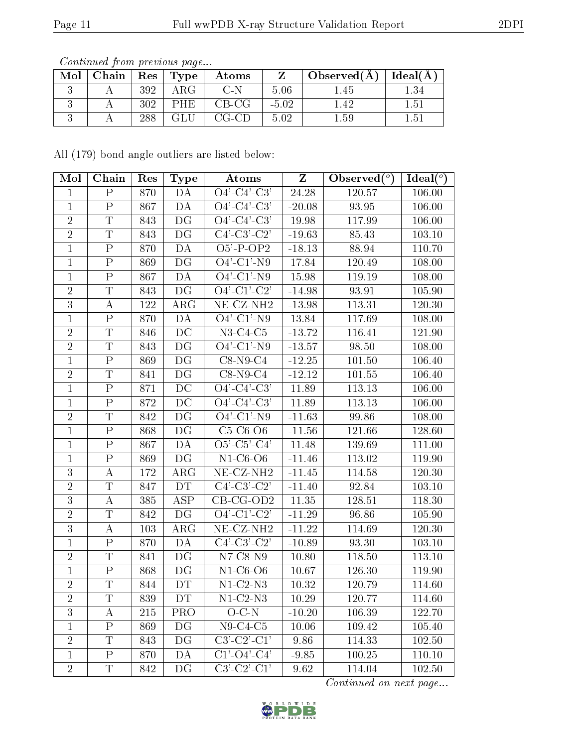*Continued from previous page...*

| Mol | Chain | Res | Type | Atoms | Z | Observed(Å) | Ideal(Å) |
|---|---|---|---|---|---|---|---|
| 3 | A | 392 | ARG | C-N | 5.06 | 1.45 | 1.34 |
| 3 | A | 302 | PHE | CB-CG | -5.02 | 1.42 | 1.51 |
| 3 | A | 288 | GLU | CG-CD | 5.02 | 1.59 | 1.51 |

All (179) bond angle outliers are listed below:

| Mol | Chain | Res | Type | Atoms | Z | Observed(°) | Ideal(°) |
|---|---|---|---|---|---|---|---|
| 1 | P | 870 | DA | O4'-C4'-C3' | 24.28 | 120.57 | 106.00 |
| 1 | P | 867 | DA | O4'-C4'-C3' | -20.08 | 93.95 | 106.00 |
| 2 | T | 843 | DG | O4'-C4'-C3' | 19.98 | 117.99 | 106.00 |
| 2 | T | 843 | DG | C4'-C3'-C2' | -19.63 | 85.43 | 103.10 |
| 1 | P | 870 | DA | O5'-P-OP2 | -18.13 | 88.94 | 110.70 |
| 1 | P | 869 | DG | O4'-C1'-N9 | 17.84 | 120.49 | 108.00 |
| 1 | P | 867 | DA | O4'-C1'-N9 | 15.98 | 119.19 | 108.00 |
| 2 | T | 843 | DG | O4'-C1'-C2' | -14.98 | 93.91 | 105.90 |
| 3 | A | 122 | ARG | NE-CZ-NH2 | -13.98 | 113.31 | 120.30 |
| 1 | P | 870 | DA | O4'-C1'-N9 | 13.84 | 117.69 | 108.00 |
| 2 | T | 846 | DC | N3-C4-C5 | -13.72 | 116.41 | 121.90 |
| 2 | T | 843 | DG | O4'-C1'-N9 | -13.57 | 98.50 | 108.00 |
| 1 | P | 869 | DG | C8-N9-C4 | -12.25 | 101.50 | 106.40 |
| 2 | T | 841 | DG | C8-N9-C4 | -12.12 | 101.55 | 106.40 |
| 1 | P | 871 | DC | O4'-C4'-C3' | 11.89 | 113.13 | 106.00 |
| 1 | P | 872 | DC | O4'-C4'-C3' | 11.89 | 113.13 | 106.00 |
| 2 | T | 842 | DG | O4'-C1'-N9 | -11.63 | 99.86 | 108.00 |
| 1 | P | 868 | DG | C5-C6-O6 | -11.56 | 121.66 | 128.60 |
| 1 | P | 867 | DA | O5'-C5'-C4' | 11.48 | 139.69 | 111.00 |
| 1 | P | 869 | DG | N1-C6-O6 | -11.46 | 113.02 | 119.90 |
| 3 | A | 172 | ARG | NE-CZ-NH2 | -11.45 | 114.58 | 120.30 |
| 2 | T | 847 | DT | C4'-C3'-C2' | -11.40 | 92.84 | 103.10 |
| 3 | A | 385 | ASP | CB-CG-OD2 | 11.35 | 128.51 | 118.30 |
| 2 | T | 842 | DG | O4'-C1'-C2' | -11.29 | 96.86 | 105.90 |
| 3 | A | 103 | ARG | NE-CZ-NH2 | -11.22 | 114.69 | 120.30 |
| 1 | P | 870 | DA | C4'-C3'-C2' | -10.89 | 93.30 | 103.10 |
| 2 | T | 841 | DG | N7-C8-N9 | 10.80 | 118.50 | 113.10 |
| 1 | P | 868 | DG | N1-C6-O6 | 10.67 | 126.30 | 119.90 |
| 2 | T | 844 | DT | N1-C2-N3 | 10.32 | 120.79 | 114.60 |
| 2 | T | 839 | DT | N1-C2-N3 | 10.29 | 120.77 | 114.60 |
| 3 | A | 215 | PRO | O-C-N | -10.20 | 106.39 | 122.70 |
| 1 | P | 869 | DG | N9-C4-C5 | 10.06 | 109.42 | 105.40 |
| 2 | T | 843 | DG | C3'-C2'-C1' | 9.86 | 114.33 | 102.50 |
| 1 | P | 870 | DA | C1'-O4'-C4' | -9.85 | 100.25 | 110.10 |
| 2 | T | 842 | DG | C3'-C2'-C1' | 9.62 | 114.04 | 102.50 |

*Continued on next page...*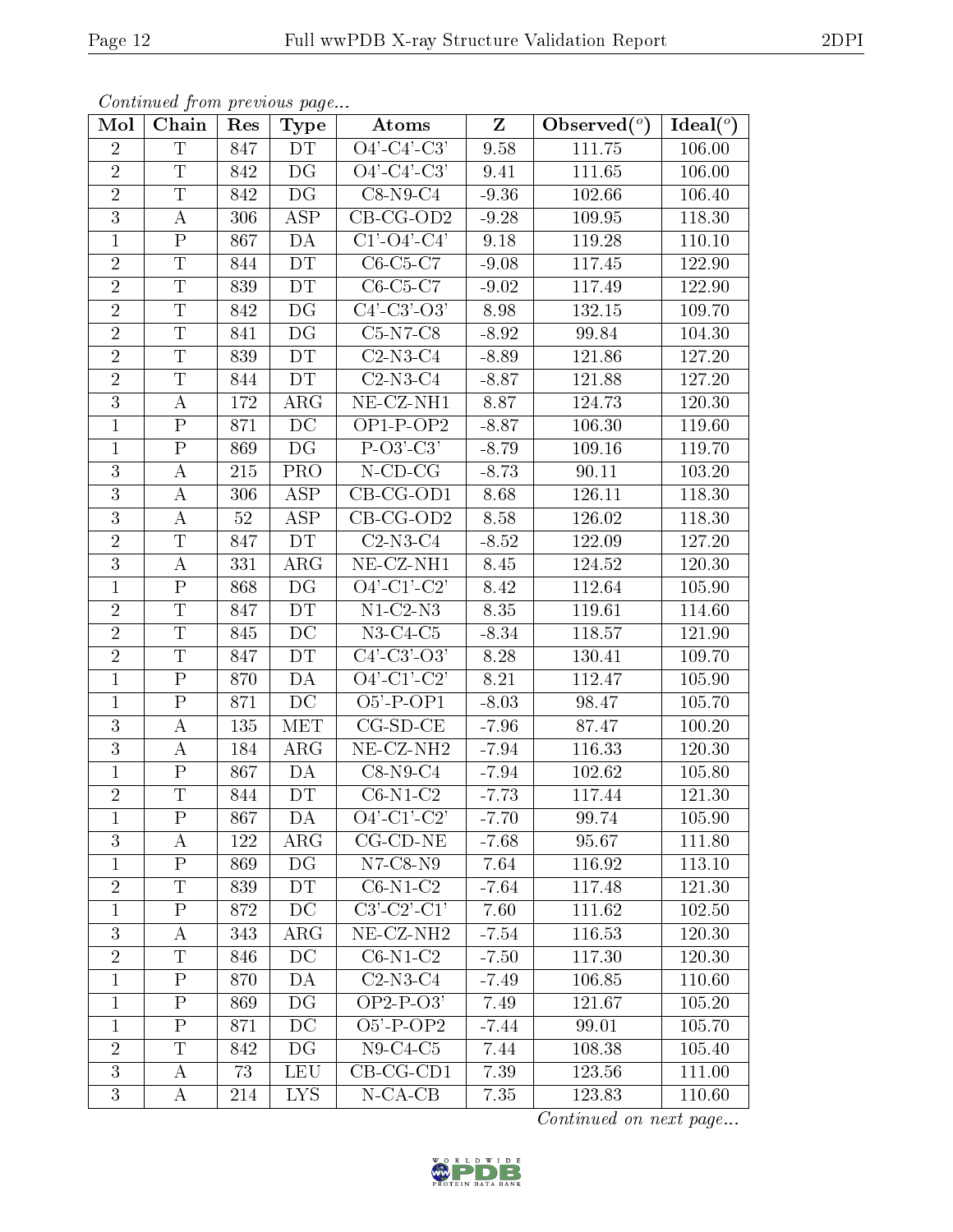*Continued from previous page...*

| Mol | Chain | Res | Type | Atoms | Z | Observed(°) | Ideal(°) |
|---|---|---|---|---|---|---|---|
| 2 | T | 847 | DT | O4'-C4'-C3' | 9.58 | 111.75 | 106.00 |
| 2 | T | 842 | DG | O4'-C4'-C3' | 9.41 | 111.65 | 106.00 |
| 2 | T | 842 | DG | C8-N9-C4 | -9.36 | 102.66 | 106.40 |
| 3 | A | 306 | ASP | CB-CG-OD2 | -9.28 | 109.95 | 118.30 |
| 1 | P | 867 | DA | C1'-O4'-C4' | 9.18 | 119.28 | 110.10 |
| 2 | T | 844 | DT | C6-C5-C7 | -9.08 | 117.45 | 122.90 |
| 2 | T | 839 | DT | C6-C5-C7 | -9.02 | 117.49 | 122.90 |
| 2 | T | 842 | DG | C4'-C3'-O3' | 8.98 | 132.15 | 109.70 |
| 2 | T | 841 | DG | C5-N7-C8 | -8.92 | 99.84 | 104.30 |
| 2 | T | 839 | DT | C2-N3-C4 | -8.89 | 121.86 | 127.20 |
| 2 | T | 844 | DT | C2-N3-C4 | -8.87 | 121.88 | 127.20 |
| 3 | A | 172 | ARG | NE-CZ-NH1 | 8.87 | 124.73 | 120.30 |
| 1 | P | 871 | DC | OP1-P-OP2 | -8.87 | 106.30 | 119.60 |
| 1 | P | 869 | DG | P-O3'-C3' | -8.79 | 109.16 | 119.70 |
| 3 | A | 215 | PRO | N-CD-CG | -8.73 | 90.11 | 103.20 |
| 3 | A | 306 | ASP | CB-CG-OD1 | 8.68 | 126.11 | 118.30 |
| 3 | A | 52 | ASP | CB-CG-OD2 | 8.58 | 126.02 | 118.30 |
| 2 | T | 847 | DT | C2-N3-C4 | -8.52 | 122.09 | 127.20 |
| 3 | A | 331 | ARG | NE-CZ-NH1 | 8.45 | 124.52 | 120.30 |
| 1 | P | 868 | DG | O4'-C1'-C2' | 8.42 | 112.64 | 105.90 |
| 2 | T | 847 | DT | N1-C2-N3 | 8.35 | 119.61 | 114.60 |
| 2 | T | 845 | DC | N3-C4-C5 | -8.34 | 118.57 | 121.90 |
| 2 | T | 847 | DT | C4'-C3'-O3' | 8.28 | 130.41 | 109.70 |
| 1 | P | 870 | DA | O4'-C1'-C2' | 8.21 | 112.47 | 105.90 |
| 1 | P | 871 | DC | O5'-P-OP1 | -8.03 | 98.47 | 105.70 |
| 3 | A | 135 | MET | CG-SD-CE | -7.96 | 87.47 | 100.20 |
| 3 | A | 184 | ARG | NE-CZ-NH2 | -7.94 | 116.33 | 120.30 |
| 1 | P | 867 | DA | C8-N9-C4 | -7.94 | 102.62 | 105.80 |
| 2 | T | 844 | DT | C6-N1-C2 | -7.73 | 117.44 | 121.30 |
| 1 | P | 867 | DA | O4'-C1'-C2' | -7.70 | 99.74 | 105.90 |
| 3 | A | 122 | ARG | CG-CD-NE | -7.68 | 95.67 | 111.80 |
| 1 | P | 869 | DG | N7-C8-N9 | 7.64 | 116.92 | 113.10 |
| 2 | T | 839 | DT | C6-N1-C2 | -7.64 | 117.48 | 121.30 |
| 1 | P | 872 | DC | C3'-C2'-C1' | 7.60 | 111.62 | 102.50 |
| 3 | A | 343 | ARG | NE-CZ-NH2 | -7.54 | 116.53 | 120.30 |
| 2 | T | 846 | DC | C6-N1-C2 | -7.50 | 117.30 | 120.30 |
| 1 | P | 870 | DA | C2-N3-C4 | -7.49 | 106.85 | 110.60 |
| 1 | P | 869 | DG | OP2-P-O3' | 7.49 | 121.67 | 105.20 |
| 1 | P | 871 | DC | O5'-P-OP2 | -7.44 | 99.01 | 105.70 |
| 2 | T | 842 | DG | N9-C4-C5 | 7.44 | 108.38 | 105.40 |
| 3 | A | 73 | LEU | CB-CG-CD1 | 7.39 | 123.56 | 111.00 |
| 3 | A | 214 | LYS | N-CA-CB | 7.35 | 123.83 | 110.60 |

*Continued on next page...*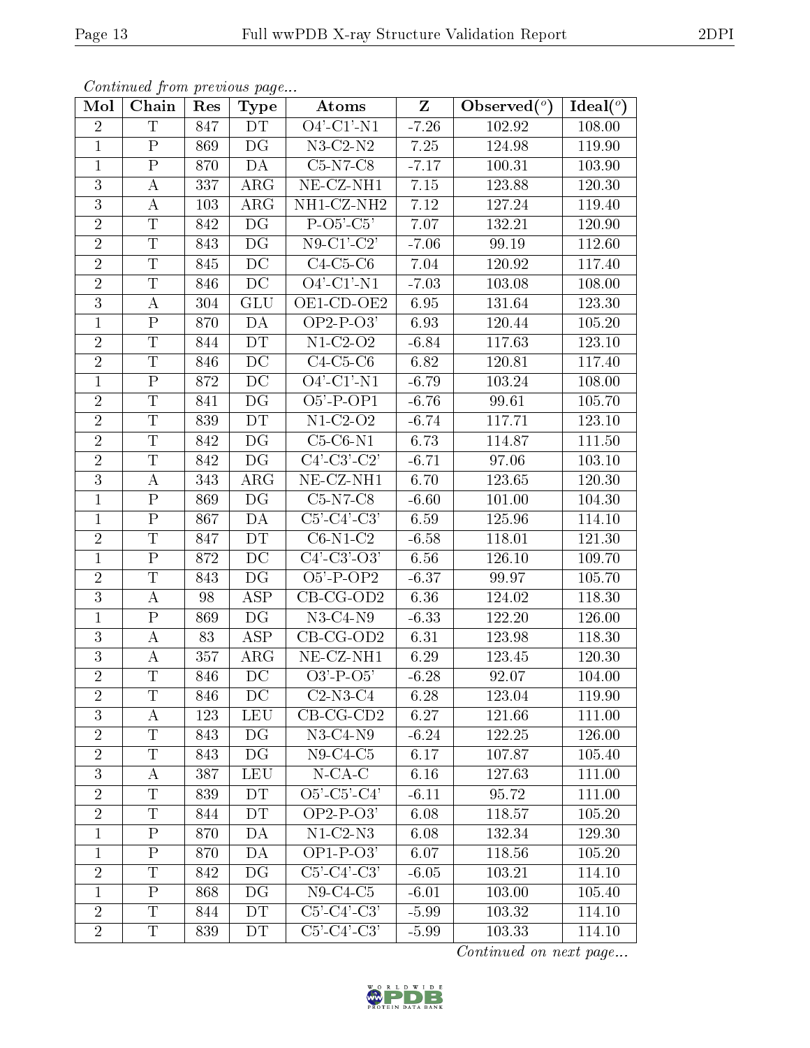*Continued from previous page...*

| Mol | Chain | Res | Type | Atoms | Z | Observed(°) | Ideal(°) |
|---|---|---|---|---|---|---|---|
| 2 | T | 847 | DT | O4'-C1'-N1 | -7.26 | 102.92 | 108.00 |
| 1 | P | 869 | DG | N3-C2-N2 | 7.25 | 124.98 | 119.90 |
| 1 | P | 870 | DA | C5-N7-C8 | -7.17 | 100.31 | 103.90 |
| 3 | A | 337 | ARG | NE-CZ-NH1 | 7.15 | 123.88 | 120.30 |
| 3 | A | 103 | ARG | NH1-CZ-NH2 | 7.12 | 127.24 | 119.40 |
| 2 | T | 842 | DG | P-O5'-C5' | 7.07 | 132.21 | 120.90 |
| 2 | T | 843 | DG | N9-C1'-C2' | -7.06 | 99.19 | 112.60 |
| 2 | T | 845 | DC | C4-C5-C6 | 7.04 | 120.92 | 117.40 |
| 2 | T | 846 | DC | O4'-C1'-N1 | -7.03 | 103.08 | 108.00 |
| 3 | A | 304 | GLU | OE1-CD-OE2 | 6.95 | 131.64 | 123.30 |
| 1 | P | 870 | DA | OP2-P-O3' | 6.93 | 120.44 | 105.20 |
| 2 | T | 844 | DT | N1-C2-O2 | -6.84 | 117.63 | 123.10 |
| 2 | T | 846 | DC | C4-C5-C6 | 6.82 | 120.81 | 117.40 |
| 1 | P | 872 | DC | O4'-C1'-N1 | -6.79 | 103.24 | 108.00 |
| 2 | T | 841 | DG | O5'-P-OP1 | -6.76 | 99.61 | 105.70 |
| 2 | T | 839 | DT | N1-C2-O2 | -6.74 | 117.71 | 123.10 |
| 2 | T | 842 | DG | C5-C6-N1 | 6.73 | 114.87 | 111.50 |
| 2 | T | 842 | DG | C4'-C3'-C2' | -6.71 | 97.06 | 103.10 |
| 3 | A | 343 | ARG | NE-CZ-NH1 | 6.70 | 123.65 | 120.30 |
| 1 | P | 869 | DG | C5-N7-C8 | -6.60 | 101.00 | 104.30 |
| 1 | P | 867 | DA | C5'-C4'-C3' | 6.59 | 125.96 | 114.10 |
| 2 | T | 847 | DT | C6-N1-C2 | -6.58 | 118.01 | 121.30 |
| 1 | P | 872 | DC | C4'-C3'-O3' | 6.56 | 126.10 | 109.70 |
| 2 | T | 843 | DG | O5'-P-OP2 | -6.37 | 99.97 | 105.70 |
| 3 | A | 98 | ASP | CB-CG-OD2 | 6.36 | 124.02 | 118.30 |
| 1 | P | 869 | DG | N3-C4-N9 | -6.33 | 122.20 | 126.00 |
| 3 | A | 83 | ASP | CB-CG-OD2 | 6.31 | 123.98 | 118.30 |
| 3 | A | 357 | ARG | NE-CZ-NH1 | 6.29 | 123.45 | 120.30 |
| 2 | T | 846 | DC | O3'-P-O5' | -6.28 | 92.07 | 104.00 |
| 2 | T | 846 | DC | C2-N3-C4 | 6.28 | 123.04 | 119.90 |
| 3 | A | 123 | LEU | CB-CG-CD2 | 6.27 | 121.66 | 111.00 |
| 2 | T | 843 | DG | N3-C4-N9 | -6.24 | 122.25 | 126.00 |
| 2 | T | 843 | DG | N9-C4-C5 | 6.17 | 107.87 | 105.40 |
| 3 | A | 387 | LEU | N-CA-C | 6.16 | 127.63 | 111.00 |
| 2 | T | 839 | DT | O5'-C5'-C4' | -6.11 | 95.72 | 111.00 |
| 2 | T | 844 | DT | OP2-P-O3' | 6.08 | 118.57 | 105.20 |
| 1 | P | 870 | DA | N1-C2-N3 | 6.08 | 132.34 | 129.30 |
| 1 | P | 870 | DA | OP1-P-O3' | 6.07 | 118.56 | 105.20 |
| 2 | T | 842 | DG | C5'-C4'-C3' | -6.05 | 103.21 | 114.10 |
| 1 | P | 868 | DG | N9-C4-C5 | -6.01 | 103.00 | 105.40 |
| 2 | T | 844 | DT | C5'-C4'-C3' | -5.99 | 103.32 | 114.10 |
| 2 | T | 839 | DT | C5'-C4'-C3' | -5.99 | 103.33 | 114.10 |

*Continued on next page...*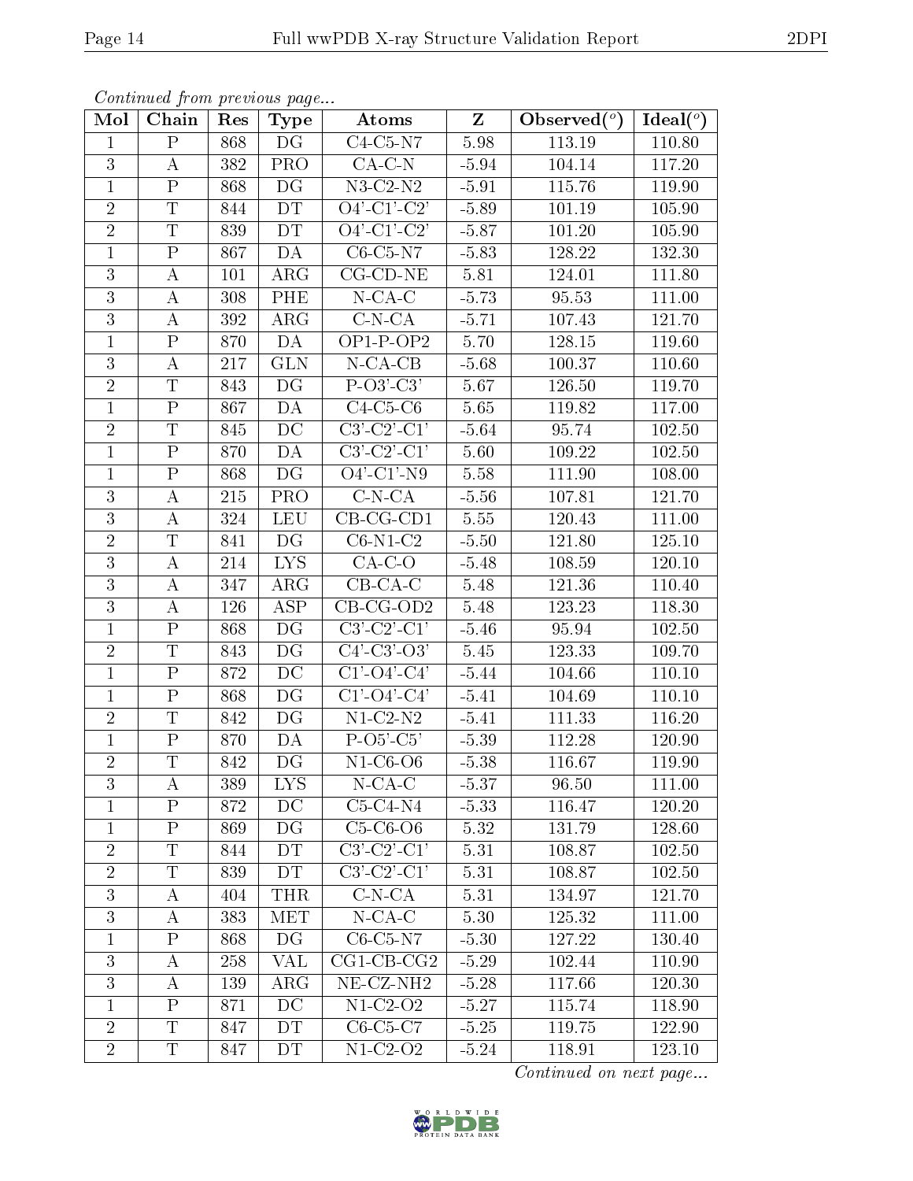*Continued from previous page...*

| Mol | Chain | Res | Type | Atoms | Z | Observed(°) | Ideal(°) |
|---|---|---|---|---|---|---|---|
| 1 | P | 868 | DG | C4-C5-N7 | 5.98 | 113.19 | 110.80 |
| 3 | A | 382 | PRO | CA-C-N | -5.94 | 104.14 | 117.20 |
| 1 | P | 868 | DG | N3-C2-N2 | -5.91 | 115.76 | 119.90 |
| 2 | T | 844 | DT | O4'-C1'-C2' | -5.89 | 101.19 | 105.90 |
| 2 | T | 839 | DT | O4'-C1'-C2' | -5.87 | 101.20 | 105.90 |
| 1 | P | 867 | DA | C6-C5-N7 | -5.83 | 128.22 | 132.30 |
| 3 | A | 101 | ARG | CG-CD-NE | 5.81 | 124.01 | 111.80 |
| 3 | A | 308 | PHE | N-CA-C | -5.73 | 95.53 | 111.00 |
| 3 | A | 392 | ARG | C-N-CA | -5.71 | 107.43 | 121.70 |
| 1 | P | 870 | DA | OP1-P-OP2 | 5.70 | 128.15 | 119.60 |
| 3 | A | 217 | GLN | N-CA-CB | -5.68 | 100.37 | 110.60 |
| 2 | T | 843 | DG | P-O3'-C3' | 5.67 | 126.50 | 119.70 |
| 1 | P | 867 | DA | C4-C5-C6 | 5.65 | 119.82 | 117.00 |
| 2 | T | 845 | DC | C3'-C2'-C1' | -5.64 | 95.74 | 102.50 |
| 1 | P | 870 | DA | C3'-C2'-C1' | 5.60 | 109.22 | 102.50 |
| 1 | P | 868 | DG | O4'-C1'-N9 | 5.58 | 111.90 | 108.00 |
| 3 | A | 215 | PRO | C-N-CA | -5.56 | 107.81 | 121.70 |
| 3 | A | 324 | LEU | CB-CG-CD1 | 5.55 | 120.43 | 111.00 |
| 2 | T | 841 | DG | C6-N1-C2 | -5.50 | 121.80 | 125.10 |
| 3 | A | 214 | LYS | CA-C-O | -5.48 | 108.59 | 120.10 |
| 3 | A | 347 | ARG | CB-CA-C | 5.48 | 121.36 | 110.40 |
| 3 | A | 126 | ASP | CB-CG-OD2 | 5.48 | 123.23 | 118.30 |
| 1 | P | 868 | DG | C3'-C2'-C1' | -5.46 | 95.94 | 102.50 |
| 2 | T | 843 | DG | C4'-C3'-O3' | 5.45 | 123.33 | 109.70 |
| 1 | P | 872 | DC | C1'-O4'-C4' | -5.44 | 104.66 | 110.10 |
| 1 | P | 868 | DG | C1'-O4'-C4' | -5.41 | 104.69 | 110.10 |
| 2 | T | 842 | DG | N1-C2-N2 | -5.41 | 111.33 | 116.20 |
| 1 | P | 870 | DA | P-O5'-C5' | -5.39 | 112.28 | 120.90 |
| 2 | T | 842 | DG | N1-C6-O6 | -5.38 | 116.67 | 119.90 |
| 3 | A | 389 | LYS | N-CA-C | -5.37 | 96.50 | 111.00 |
| 1 | P | 872 | DC | C5-C4-N4 | -5.33 | 116.47 | 120.20 |
| 1 | P | 869 | DG | C5-C6-O6 | 5.32 | 131.79 | 128.60 |
| 2 | T | 844 | DT | C3'-C2'-C1' | 5.31 | 108.87 | 102.50 |
| 2 | T | 839 | DT | C3'-C2'-C1' | 5.31 | 108.87 | 102.50 |
| 3 | A | 404 | THR | C-N-CA | 5.31 | 134.97 | 121.70 |
| 3 | A | 383 | MET | N-CA-C | 5.30 | 125.32 | 111.00 |
| 1 | P | 868 | DG | C6-C5-N7 | -5.30 | 127.22 | 130.40 |
| 3 | A | 258 | VAL | CG1-CB-CG2 | -5.29 | 102.44 | 110.90 |
| 3 | A | 139 | ARG | NE-CZ-NH2 | -5.28 | 117.66 | 120.30 |
| 1 | P | 871 | DC | N1-C2-O2 | -5.27 | 115.74 | 118.90 |
| 2 | T | 847 | DT | C6-C5-C7 | -5.25 | 119.75 | 122.90 |
| 2 | T | 847 | DT | N1-C2-O2 | -5.24 | 118.91 | 123.10 |

*Continued on next page...*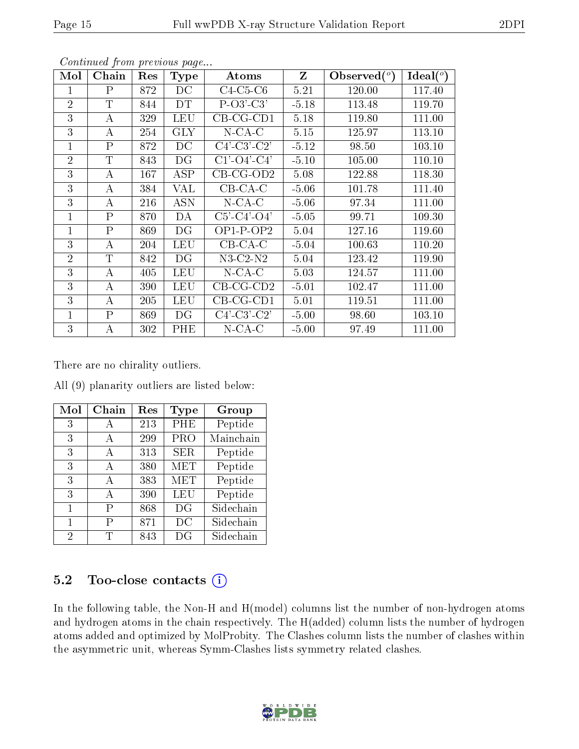*Continued from previous page...*

| Mol | Chain | Res | Type | Atoms | Z | Observed(°) | Ideal(°) |
|---|---|---|---|---|---|---|---|
| 1 | P | 872 | DC | C4-C5-C6 | 5.21 | 120.00 | 117.40 |
| 2 | T | 844 | DT | P-O3'-C3' | -5.18 | 113.48 | 119.70 |
| 3 | A | 329 | LEU | CB-CG-CD1 | 5.18 | 119.80 | 111.00 |
| 3 | A | 254 | GLY | N-CA-C | 5.15 | 125.97 | 113.10 |
| 1 | P | 872 | DC | C4'-C3'-C2' | -5.12 | 98.50 | 103.10 |
| 2 | T | 843 | DG | C1'-O4'-C4' | -5.10 | 105.00 | 110.10 |
| 3 | A | 167 | ASP | CB-CG-OD2 | 5.08 | 122.88 | 118.30 |
| 3 | A | 384 | VAL | CB-CA-C | -5.06 | 101.78 | 111.40 |
| 3 | A | 216 | ASN | N-CA-C | -5.06 | 97.34 | 111.00 |
| 1 | P | 870 | DA | C5'-C4'-O4' | -5.05 | 99.71 | 109.30 |
| 1 | P | 869 | DG | OP1-P-OP2 | 5.04 | 127.16 | 119.60 |
| 3 | A | 204 | LEU | CB-CA-C | -5.04 | 100.63 | 110.20 |
| 2 | T | 842 | DG | N3-C2-N2 | 5.04 | 123.42 | 119.90 |
| 3 | A | 405 | LEU | N-CA-C | 5.03 | 124.57 | 111.00 |
| 3 | A | 390 | LEU | CB-CG-CD2 | -5.01 | 102.47 | 111.00 |
| 3 | A | 205 | LEU | CB-CG-CD1 | 5.01 | 119.51 | 111.00 |
| 1 | P | 869 | DG | C4'-C3'-C2' | -5.00 | 98.60 | 103.10 |
| 3 | A | 302 | PHE | N-CA-C | -5.00 | 97.49 | 111.00 |

There are no chirality outliers.

All (9) planarity outliers are listed below:

| Mol | Chain | Res | Type | Group |
|---|---|---|---|---|
| 3 | A | 213 | PHE | Peptide |
| 3 | A | 299 | PRO | Mainchain |
| 3 | A | 313 | SER | Peptide |
| 3 | A | 380 | MET | Peptide |
| 3 | A | 383 | MET | Peptide |
| 3 | A | 390 | LEU | Peptide |
| 1 | P | 868 | DG | Sidechain |
| 1 | P | 871 | DC | Sidechain |
| 2 | T | 843 | DG | Sidechain |

## 5.2 Too-close contacts

In the following table, the Non-H and H(model) columns list the number of non-hydrogen atoms and hydrogen atoms in the chain respectively. The H(added) column lists the number of hydrogen atoms added and optimized by MolProbity. The Clashes column lists the number of clashes within the asymmetric unit, whereas Symm-Clashes lists symmetry related clashes.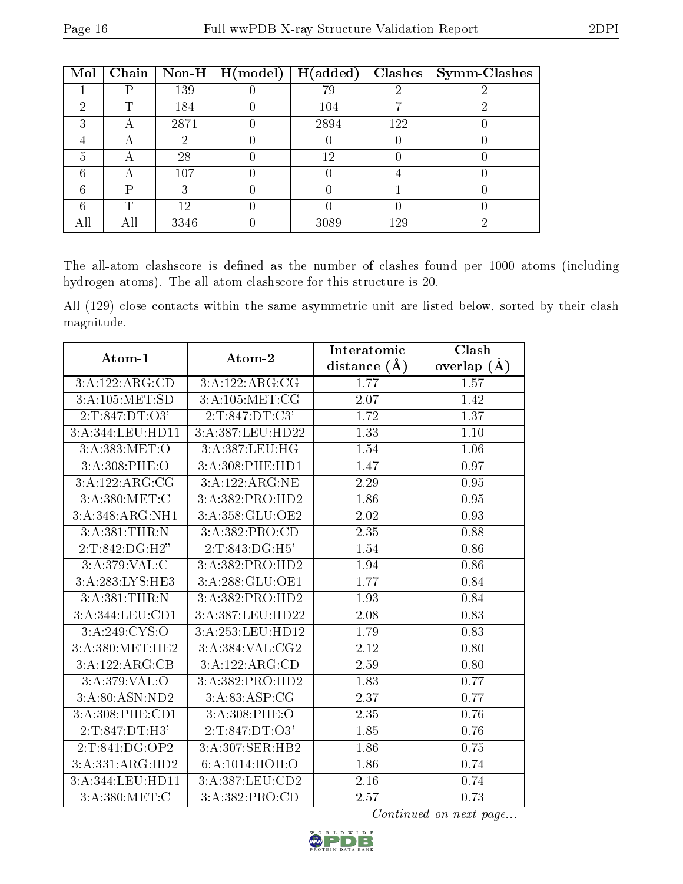| Mol | Chain | Non-H | H(model) | H(added) | Clashes | Symm-Clashes |
|---|---|---|---|---|---|---|
| 1 | P | 139 | 0 | 79 | 2 | 2 |
| 2 | T | 184 | 0 | 104 | 7 | 2 |
| 3 | A | 2871 | 0 | 2894 | 122 | 0 |
| 4 | A | 2 | 0 | 0 | 0 | 0 |
| 5 | A | 28 | 0 | 12 | 0 | 0 |
| 6 | A | 107 | 0 | 0 | 4 | 0 |
| 6 | P | 3 | 0 | 0 | 1 | 0 |
| 6 | T | 12 | 0 | 0 | 0 | 0 |
| All | All | 3346 | 0 | 3089 | 129 | 2 |

The all-atom clashscore is defined as the number of clashes found per 1000 atoms (including hydrogen atoms). The all-atom clashscore for this structure is 20.

All (129) close contacts within the same asymmetric unit are listed below, sorted by their clash magnitude.

| Atom-1 | Atom-2 | Interatomic distance (Å) | Clash overlap (Å) |
|---|---|---|---|
| 3:A:122:ARG:CD | 3:A:122:ARG:CG | 1.77 | 1.57 |
| 3:A:105:MET:SD | 3:A:105:MET:CG | 2.07 | 1.42 |
| 2:T:847:DT:O3' | 2:T:847:DT:C3' | 1.72 | 1.37 |
| 3:A:344:LEU:HD11 | 3:A:387:LEU:HD22 | 1.33 | 1.10 |
| 3:A:383:MET:O | 3:A:387:LEU:HG | 1.54 | 1.06 |
| 3:A:308:PHE:O | 3:A:308:PHE:HD1 | 1.47 | 0.97 |
| 3:A:122:ARG:CG | 3:A:122:ARG:NE | 2.29 | 0.95 |
| 3:A:380:MET:C | 3:A:382:PRO:HD2 | 1.86 | 0.95 |
| 3:A:348:ARG:NH1 | 3:A:358:GLU:OE2 | 2.02 | 0.93 |
| 3:A:381:THR:N | 3:A:382:PRO:CD | 2.35 | 0.88 |
| 2:T:842:DG:H2" | 2:T:843:DG:H5' | 1.54 | 0.86 |
| 3:A:379:VAL:C | 3:A:382:PRO:HD2 | 1.94 | 0.86 |
| 3:A:283:LYS:HE3 | 3:A:288:GLU:OE1 | 1.77 | 0.84 |
| 3:A:381:THR:N | 3:A:382:PRO:HD2 | 1.93 | 0.84 |
| 3:A:344:LEU:CD1 | 3:A:387:LEU:HD22 | 2.08 | 0.83 |
| 3:A:249:CYS:O | 3:A:253:LEU:HD12 | 1.79 | 0.83 |
| 3:A:380:MET:HE2 | 3:A:384:VAL:CG2 | 2.12 | 0.80 |
| 3:A:122:ARG:CB | 3:A:122:ARG:CD | 2.59 | 0.80 |
| 3:A:379:VAL:O | 3:A:382:PRO:HD2 | 1.83 | 0.77 |
| 3:A:80:ASN:ND2 | 3:A:83:ASP:CG | 2.37 | 0.77 |
| 3:A:308:PHE:CD1 | 3:A:308:PHE:O | 2.35 | 0.76 |
| 2:T:847:DT:H3' | 2:T:847:DT:O3' | 1.85 | 0.76 |
| 2:T:841:DG:OP2 | 3:A:307:SER:HB2 | 1.86 | 0.75 |
| 3:A:331:ARG:HD2 | 6:A:1014:HOH:O | 1.86 | 0.74 |
| 3:A:344:LEU:HD11 | 3:A:387:LEU:CD2 | 2.16 | 0.74 |
| 3:A:380:MET:C | 3:A:382:PRO:CD | 2.57 | 0.73 |

*Continued on next page...*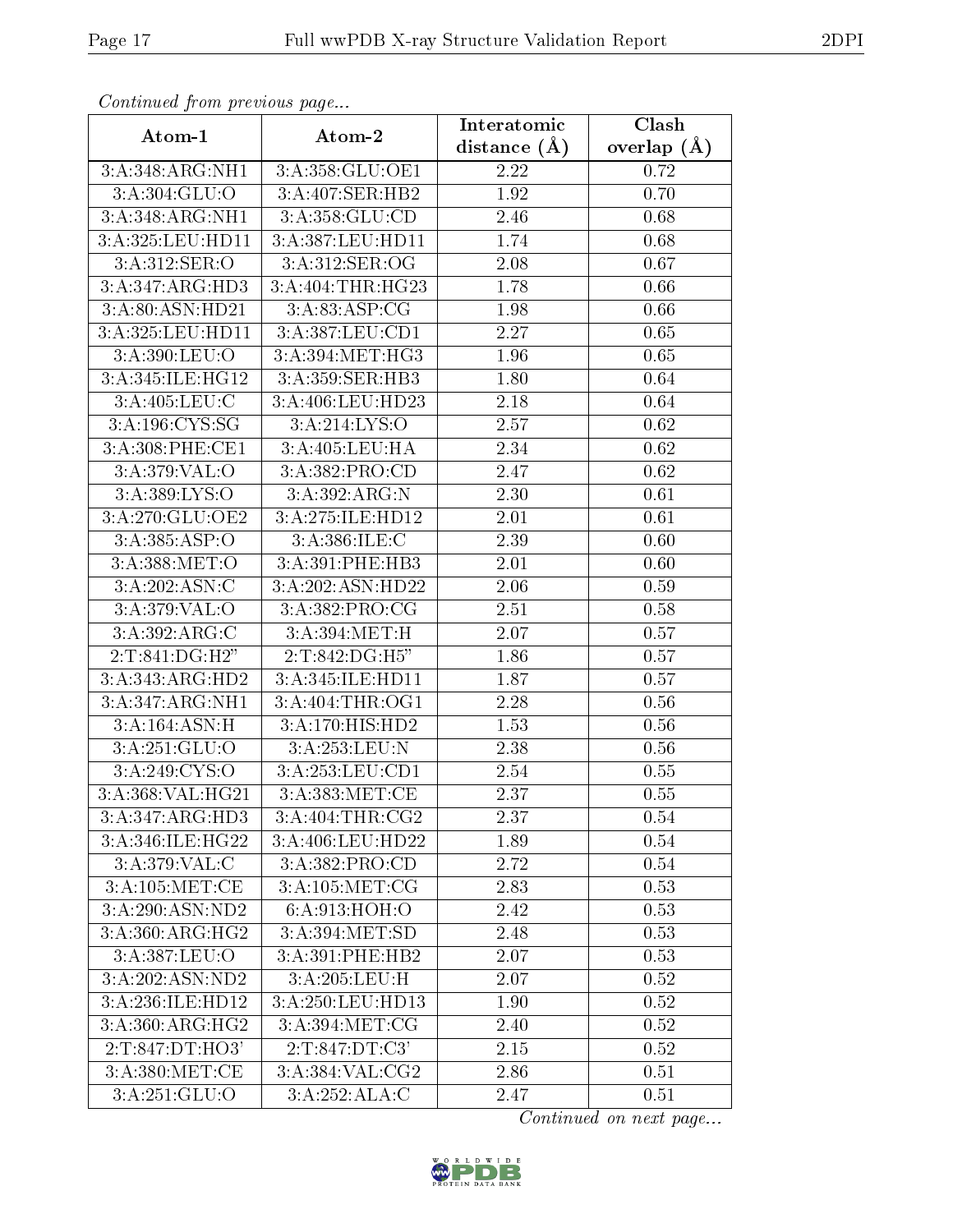*Continued from previous page...*

| Atom-1 | Atom-2 | Interatomic distance (Å) | Clash overlap (Å) |
| --- | --- | --- | --- |
| 3:A:348:ARG:NH1 | 3:A:358:GLU:OE1 | 2.22 | 0.72 |
| 3:A:304:GLU:O | 3:A:407:SER:HB2 | 1.92 | 0.70 |
| 3:A:348:ARG:NH1 | 3:A:358:GLU:CD | 2.46 | 0.68 |
| 3:A:325:LEU:HD11 | 3:A:387:LEU:HD11 | 1.74 | 0.68 |
| 3:A:312:SER:O | 3:A:312:SER:OG | 2.08 | 0.67 |
| 3:A:347:ARG:HD3 | 3:A:404:THR:HG23 | 1.78 | 0.66 |
| 3:A:80:ASN:HD21 | 3:A:83:ASP:CG | 1.98 | 0.66 |
| 3:A:325:LEU:HD11 | 3:A:387:LEU:CD1 | 2.27 | 0.65 |
| 3:A:390:LEU:O | 3:A:394:MET:HG3 | 1.96 | 0.65 |
| 3:A:345:ILE:HG12 | 3:A:359:SER:HB3 | 1.80 | 0.64 |
| 3:A:405:LEU:C | 3:A:406:LEU:HD23 | 2.18 | 0.64 |
| 3:A:196:CYS:SG | 3:A:214:LYS:O | 2.57 | 0.62 |
| 3:A:308:PHE:CE1 | 3:A:405:LEU:HA | 2.34 | 0.62 |
| 3:A:379:VAL:O | 3:A:382:PRO:CD | 2.47 | 0.62 |
| 3:A:389:LYS:O | 3:A:392:ARG:N | 2.30 | 0.61 |
| 3:A:270:GLU:OE2 | 3:A:275:ILE:HD12 | 2.01 | 0.61 |
| 3:A:385:ASP:O | 3:A:386:ILE:C | 2.39 | 0.60 |
| 3:A:388:MET:O | 3:A:391:PHE:HB3 | 2.01 | 0.60 |
| 3:A:202:ASN:C | 3:A:202:ASN:HD22 | 2.06 | 0.59 |
| 3:A:379:VAL:O | 3:A:382:PRO:CG | 2.51 | 0.58 |
| 3:A:392:ARG:C | 3:A:394:MET:H | 2.07 | 0.57 |
| 2:T:841:DG:H2" | 2:T:842:DG:H5" | 1.86 | 0.57 |
| 3:A:343:ARG:HD2 | 3:A:345:ILE:HD11 | 1.87 | 0.57 |
| 3:A:347:ARG:NH1 | 3:A:404:THR:OG1 | 2.28 | 0.56 |
| 3:A:164:ASN:H | 3:A:170:HIS:HD2 | 1.53 | 0.56 |
| 3:A:251:GLU:O | 3:A:253:LEU:N | 2.38 | 0.56 |
| 3:A:249:CYS:O | 3:A:253:LEU:CD1 | 2.54 | 0.55 |
| 3:A:368:VAL:HG21 | 3:A:383:MET:CE | 2.37 | 0.55 |
| 3:A:347:ARG:HD3 | 3:A:404:THR:CG2 | 2.37 | 0.54 |
| 3:A:346:ILE:HG22 | 3:A:406:LEU:HD22 | 1.89 | 0.54 |
| 3:A:379:VAL:C | 3:A:382:PRO:CD | 2.72 | 0.54 |
| 3:A:105:MET:CE | 3:A:105:MET:CG | 2.83 | 0.53 |
| 3:A:290:ASN:ND2 | 6:A:913:HOH:O | 2.42 | 0.53 |
| 3:A:360:ARG:HG2 | 3:A:394:MET:SD | 2.48 | 0.53 |
| 3:A:387:LEU:O | 3:A:391:PHE:HB2 | 2.07 | 0.53 |
| 3:A:202:ASN:ND2 | 3:A:205:LEU:H | 2.07 | 0.52 |
| 3:A:236:ILE:HD12 | 3:A:250:LEU:HD13 | 1.90 | 0.52 |
| 3:A:360:ARG:HG2 | 3:A:394:MET:CG | 2.40 | 0.52 |
| 2:T:847:DT:HO3' | 2:T:847:DT:C3' | 2.15 | 0.52 |
| 3:A:380:MET:CE | 3:A:384:VAL:CG2 | 2.86 | 0.51 |
| 3:A:251:GLU:O | 3:A:252:ALA:C | 2.47 | 0.51 |

*Continued on next page...*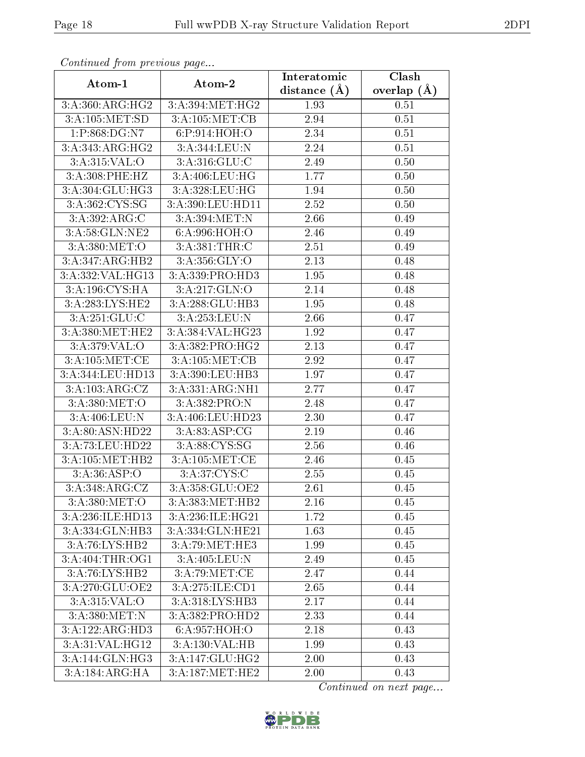*Continued from previous page...*

| Atom-1 | Atom-2 | Interatomic distance (Å) | Clash overlap (Å) |
|---|---|---|---|
| 3:A:360:ARG:HG2 | 3:A:394:MET:HG2 | 1.93 | 0.51 |
| 3:A:105:MET:SD | 3:A:105:MET:CB | 2.94 | 0.51 |
| 1:P:868:DG:N7 | 6:P:914:HOH:O | 2.34 | 0.51 |
| 3:A:343:ARG:HG2 | 3:A:344:LEU:N | 2.24 | 0.51 |
| 3:A:315:VAL:O | 3:A:316:GLU:C | 2.49 | 0.50 |
| 3:A:308:PHE:HZ | 3:A:406:LEU:HG | 1.77 | 0.50 |
| 3:A:304:GLU:HG3 | 3:A:328:LEU:HG | 1.94 | 0.50 |
| 3:A:362:CYS:SG | 3:A:390:LEU:HD11 | 2.52 | 0.50 |
| 3:A:392:ARG:C | 3:A:394:MET:N | 2.66 | 0.49 |
| 3:A:58:GLN:NE2 | 6:A:996:HOH:O | 2.46 | 0.49 |
| 3:A:380:MET:O | 3:A:381:THR:C | 2.51 | 0.49 |
| 3:A:347:ARG:HB2 | 3:A:356:GLY:O | 2.13 | 0.48 |
| 3:A:332:VAL:HG13 | 3:A:339:PRO:HD3 | 1.95 | 0.48 |
| 3:A:196:CYS:HA | 3:A:217:GLN:O | 2.14 | 0.48 |
| 3:A:283:LYS:HE2 | 3:A:288:GLU:HB3 | 1.95 | 0.48 |
| 3:A:251:GLU:C | 3:A:253:LEU:N | 2.66 | 0.47 |
| 3:A:380:MET:HE2 | 3:A:384:VAL:HG23 | 1.92 | 0.47 |
| 3:A:379:VAL:O | 3:A:382:PRO:HG2 | 2.13 | 0.47 |
| 3:A:105:MET:CE | 3:A:105:MET:CB | 2.92 | 0.47 |
| 3:A:344:LEU:HD13 | 3:A:390:LEU:HB3 | 1.97 | 0.47 |
| 3:A:103:ARG:CZ | 3:A:331:ARG:NH1 | 2.77 | 0.47 |
| 3:A:380:MET:O | 3:A:382:PRO:N | 2.48 | 0.47 |
| 3:A:406:LEU:N | 3:A:406:LEU:HD23 | 2.30 | 0.47 |
| 3:A:80:ASN:HD22 | 3:A:83:ASP:CG | 2.19 | 0.46 |
| 3:A:73:LEU:HD22 | 3:A:88:CYS:SG | 2.56 | 0.46 |
| 3:A:105:MET:HB2 | 3:A:105:MET:CE | 2.46 | 0.45 |
| 3:A:36:ASP:O | 3:A:37:CYS:C | 2.55 | 0.45 |
| 3:A:348:ARG:CZ | 3:A:358:GLU:OE2 | 2.61 | 0.45 |
| 3:A:380:MET:O | 3:A:383:MET:HB2 | 2.16 | 0.45 |
| 3:A:236:ILE:HD13 | 3:A:236:ILE:HG21 | 1.72 | 0.45 |
| 3:A:334:GLN:HB3 | 3:A:334:GLN:HE21 | 1.63 | 0.45 |
| 3:A:76:LYS:HB2 | 3:A:79:MET:HE3 | 1.99 | 0.45 |
| 3:A:404:THR:OG1 | 3:A:405:LEU:N | 2.49 | 0.45 |
| 3:A:76:LYS:HB2 | 3:A:79:MET:CE | 2.47 | 0.44 |
| 3:A:270:GLU:OE2 | 3:A:275:ILE:CD1 | 2.65 | 0.44 |
| 3:A:315:VAL:O | 3:A:318:LYS:HB3 | 2.17 | 0.44 |
| 3:A:380:MET:N | 3:A:382:PRO:HD2 | 2.33 | 0.44 |
| 3:A:122:ARG:HD3 | 6:A:957:HOH:O | 2.18 | 0.43 |
| 3:A:31:VAL:HG12 | 3:A:130:VAL:HB | 1.99 | 0.43 |
| 3:A:144:GLN:HG3 | 3:A:147:GLU:HG2 | 2.00 | 0.43 |
| 3:A:184:ARG:HA | 3:A:187:MET:HE2 | 2.00 | 0.43 |

*Continued on next page...*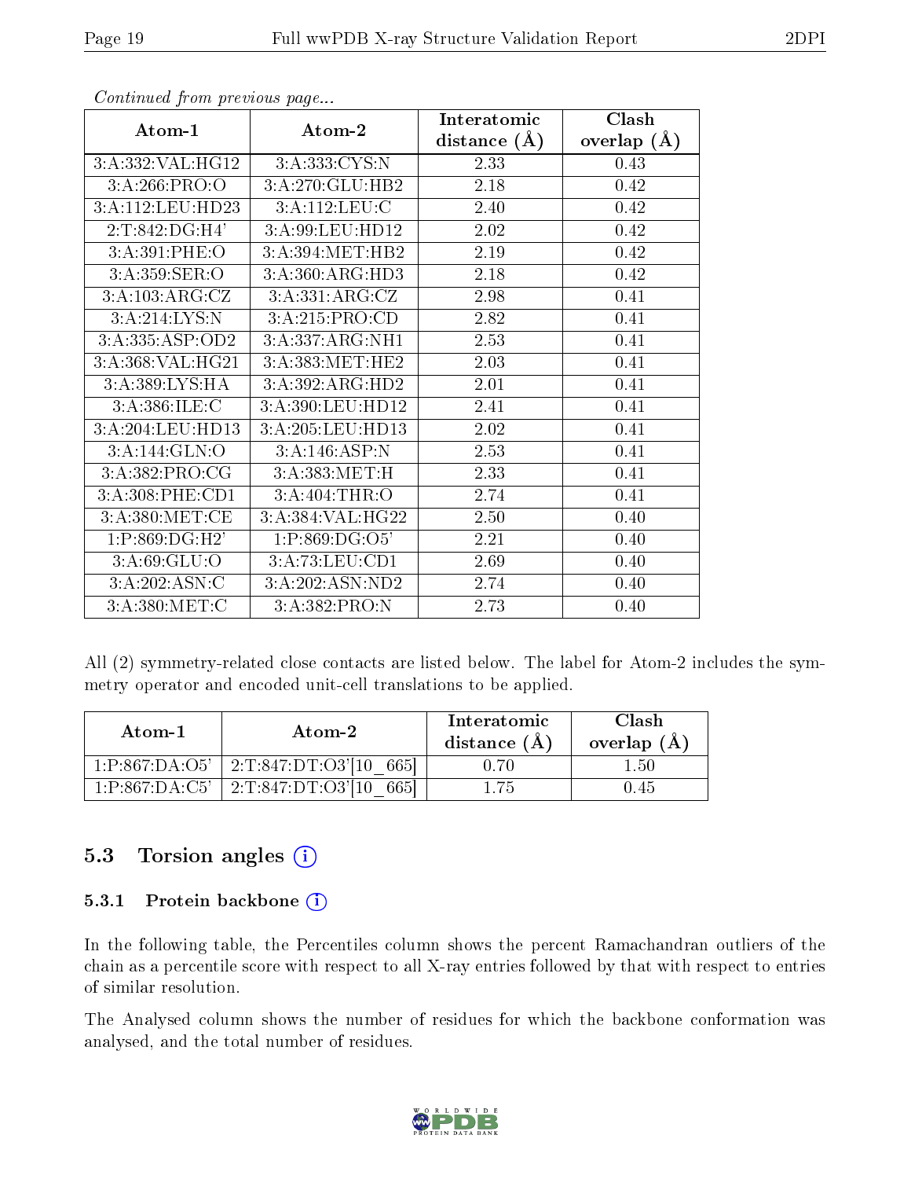*Continued from previous page...*

| Atom-1 | Atom-2 | Interatomic distance (Å) | Clash overlap (Å) |
|---|---|---|---|
| 3:A:332:VAL:HG12 | 3:A:333:CYS:N | 2.33 | 0.43 |
| 3:A:266:PRO:O | 3:A:270:GLU:HB2 | 2.18 | 0.42 |
| 3:A:112:LEU:HD23 | 3:A:112:LEU:C | 2.40 | 0.42 |
| 2:T:842:DG:H4' | 3:A:99:LEU:HD12 | 2.02 | 0.42 |
| 3:A:391:PHE:O | 3:A:394:MET:HB2 | 2.19 | 0.42 |
| 3:A:359:SER:O | 3:A:360:ARG:HD3 | 2.18 | 0.42 |
| 3:A:103:ARG:CZ | 3:A:331:ARG:CZ | 2.98 | 0.41 |
| 3:A:214:LYS:N | 3:A:215:PRO:CD | 2.82 | 0.41 |
| 3:A:335:ASP:OD2 | 3:A:337:ARG:NH1 | 2.53 | 0.41 |
| 3:A:368:VAL:HG21 | 3:A:383:MET:HE2 | 2.03 | 0.41 |
| 3:A:389:LYS:HA | 3:A:392:ARG:HD2 | 2.01 | 0.41 |
| 3:A:386:ILE:C | 3:A:390:LEU:HD12 | 2.41 | 0.41 |
| 3:A:204:LEU:HD13 | 3:A:205:LEU:HD13 | 2.02 | 0.41 |
| 3:A:144:GLN:O | 3:A:146:ASP:N | 2.53 | 0.41 |
| 3:A:382:PRO:CG | 3:A:383:MET:H | 2.33 | 0.41 |
| 3:A:308:PHE:CD1 | 3:A:404:THR:O | 2.74 | 0.41 |
| 3:A:380:MET:CE | 3:A:384:VAL:HG22 | 2.50 | 0.40 |
| 1:P:869:DG:H2' | 1:P:869:DG:O5' | 2.21 | 0.40 |
| 3:A:69:GLU:O | 3:A:73:LEU:CD1 | 2.69 | 0.40 |
| 3:A:202:ASN:C | 3:A:202:ASN:ND2 | 2.74 | 0.40 |
| 3:A:380:MET:C | 3:A:382:PRO:N | 2.73 | 0.40 |

All (2) symmetry-related close contacts are listed below. The label for Atom-2 includes the symmetry operator and encoded unit-cell translations to be applied.

| Atom-1 | Atom-2 | Interatomic distance (Å) | Clash overlap (Å) |
|---|---|---|---|
| 1:P:867:DA:O5' | 2:T:847:DT:O3'[10_665] | 0.70 | 1.50 |
| 1:P:867:DA:C5' | 2:T:847:DT:O3'[10_665] | 1.75 | 0.45 |

## 5.3 Torsion angles

### 5.3.1 Protein backbone

In the following table, the Percentiles column shows the percent Ramachandran outliers of the chain as a percentile score with respect to all X-ray entries followed by that with respect to entries of similar resolution.

The Analysed column shows the number of residues for which the backbone conformation was analysed, and the total number of residues.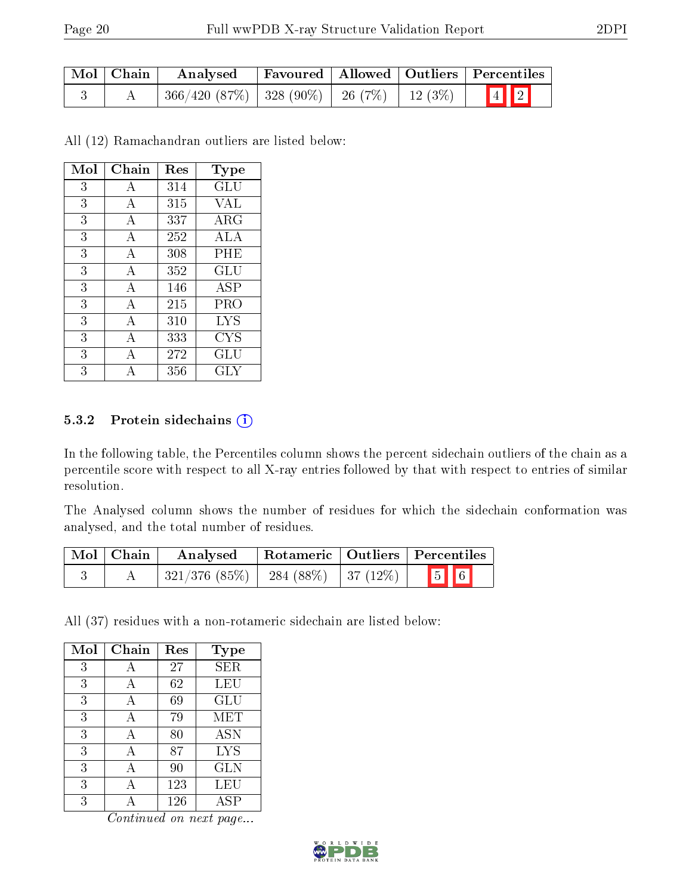| Mol | Chain | Analysed | Favoured | Allowed | Outliers | Percentiles |
|---|---|---|---|---|---|---|
| 3 | A | 366/420 (87%) | 328 (90%) | 26 (7%) | 12 (3%) | 4 2 |

All (12) Ramachandran outliers are listed below:

| Mol | Chain | Res | Type |
|---|---|---|---|
| 3 | A | 314 | GLU |
| 3 | A | 315 | VAL |
| 3 | A | 337 | ARG |
| 3 | A | 252 | ALA |
| 3 | A | 308 | PHE |
| 3 | A | 352 | GLU |
| 3 | A | 146 | ASP |
| 3 | A | 215 | PRO |
| 3 | A | 310 | LYS |
| 3 | A | 333 | CYS |
| 3 | A | 272 | GLU |
| 3 | A | 356 | GLY |

### 5.3.2 Protein sidechains

In the following table, the Percentiles column shows the percent sidechain outliers of the chain as a percentile score with respect to all X-ray entries followed by that with respect to entries of similar resolution.

The Analysed column shows the number of residues for which the sidechain conformation was analysed, and the total number of residues.

| Mol | Chain | Analysed | Rotameric | Outliers | Percentiles |
|---|---|---|---|---|---|
| 3 | A | 321/376 (85%) | 284 (88%) | 37 (12%) | 5 6 |

All (37) residues with a non-rotameric sidechain are listed below:

| Mol | Chain | Res | Type |
|---|---|---|---|
| 3 | A | 27 | SER |
| 3 | A | 62 | LEU |
| 3 | A | 69 | GLU |
| 3 | A | 79 | MET |
| 3 | A | 80 | ASN |
| 3 | A | 87 | LYS |
| 3 | A | 90 | GLN |
| 3 | A | 123 | LEU |
| 3 | A | 126 | ASP |

*Continued on next page...*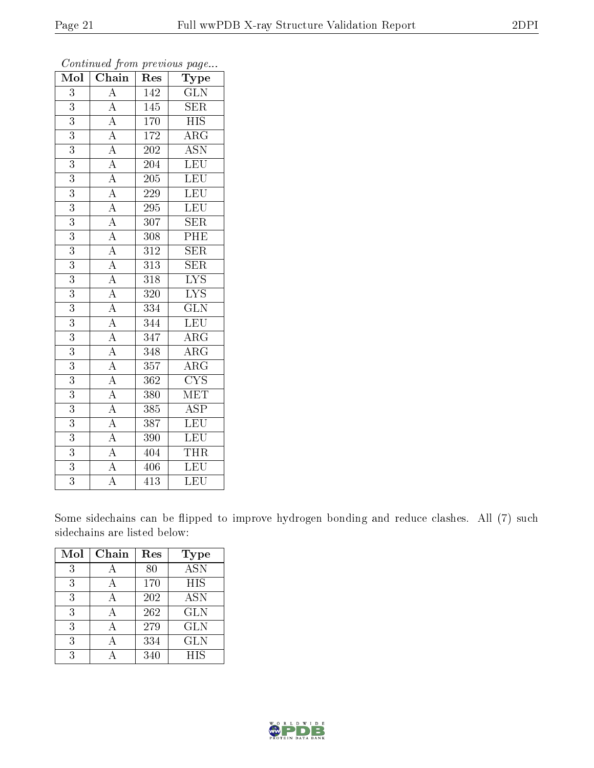*Continued from previous page...*

| Mol | Chain | Res | Type |
|---|---|---|---|
| 3 | A | 142 | GLN |
| 3 | A | 145 | SER |
| 3 | A | 170 | HIS |
| 3 | A | 172 | ARG |
| 3 | A | 202 | ASN |
| 3 | A | 204 | LEU |
| 3 | A | 205 | LEU |
| 3 | A | 229 | LEU |
| 3 | A | 295 | LEU |
| 3 | A | 307 | SER |
| 3 | A | 308 | PHE |
| 3 | A | 312 | SER |
| 3 | A | 313 | SER |
| 3 | A | 318 | LYS |
| 3 | A | 320 | LYS |
| 3 | A | 334 | GLN |
| 3 | A | 344 | LEU |
| 3 | A | 347 | ARG |
| 3 | A | 348 | ARG |
| 3 | A | 357 | ARG |
| 3 | A | 362 | CYS |
| 3 | A | 380 | MET |
| 3 | A | 385 | ASP |
| 3 | A | 387 | LEU |
| 3 | A | 390 | LEU |
| 3 | A | 404 | THR |
| 3 | A | 406 | LEU |
| 3 | A | 413 | LEU |

Some sidechains can be flipped to improve hydrogen bonding and reduce clashes. All (7) such sidechains are listed below:

| Mol | Chain | Res | Type |
|---|---|---|---|
| 3 | A | 80 | ASN |
| 3 | A | 170 | HIS |
| 3 | A | 202 | ASN |
| 3 | A | 262 | GLN |
| 3 | A | 279 | GLN |
| 3 | A | 334 | GLN |
| 3 | A | 340 | HIS |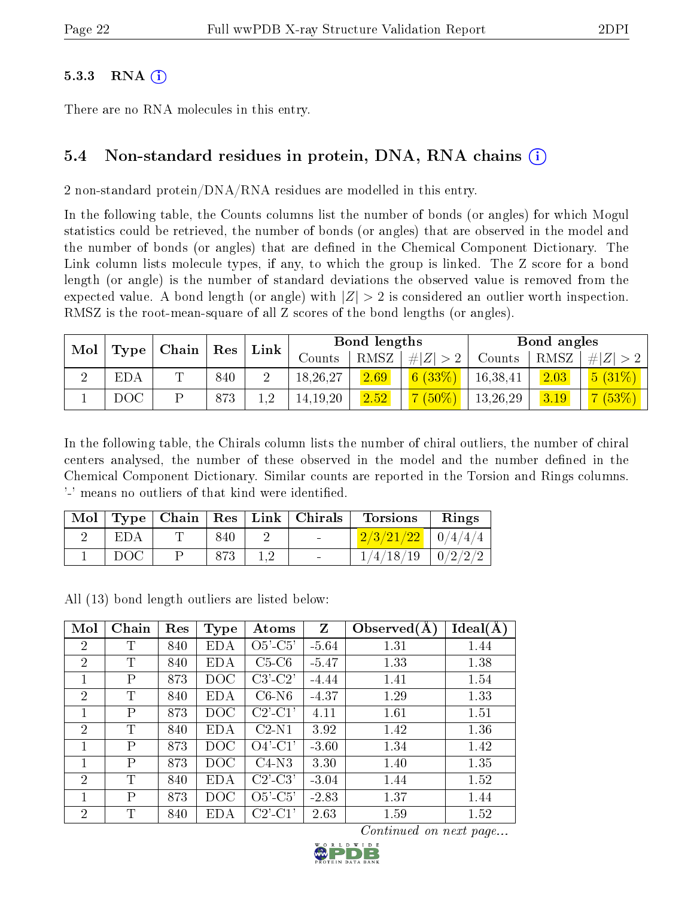### 5.3.3 RNA (i)

There are no RNA molecules in this entry.

## 5.4 Non-standard residues in protein, DNA, RNA chains (i)

2 non-standard protein/DNA/RNA residues are modelled in this entry.

In the following table, the Counts columns list the number of bonds (or angles) for which Mogul statistics could be retrieved, the number of bonds (or angles) that are observed in the model and the number of bonds (or angles) that are defined in the Chemical Component Dictionary. The Link column lists molecule types, if any, to which the group is linked. The Z score for a bond length (or angle) is the number of standard deviations the observed value is removed from the expected value. A bond length (or angle) with $|Z| > 2$ is considered an outlier worth inspection. RMSZ is the root-mean-square of all Z scores of the bond lengths (or angles).

| Mol | Type | Chain | Res | Link | Bond lengths | | | Bond angles | | |
|---|---|---|---|---|---|---|---|---|---|---|
| | | | | | Counts | RMSZ | #\|Z\| > 2 | Counts | RMSZ | #\|Z\| > 2 |
| 2 | EDA | T | 840 | 2 | 18,26,27 | 2.69 | 6 (33%) | 16,38,41 | 2.03 | 5 (31%) |
| 1 | DOC | P | 873 | 1,2 | 14,19,20 | 2.52 | 7 (50%) | 13,26,29 | 3.19 | 7 (53%) |

In the following table, the Chirals column lists the number of chiral outliers, the number of chiral centers analysed, the number of these observed in the model and the number defined in the Chemical Component Dictionary. Similar counts are reported in the Torsion and Rings columns. '-' means no outliers of that kind were identified.

| Mol | Type | Chain | Res | Link | Chirals | Torsions | Rings |
|---|---|---|---|---|---|---|---|
| 2 | EDA | T | 840 | 2 | - | 2/3/21/22 | 0/4/4/4 |
| 1 | DOC | P | 873 | 1,2 | - | 1/4/18/19 | 0/2/2/2 |

All (13) bond length outliers are listed below:

| Mol | Chain | Res | Type | Atoms | Z | Observed(Å) | Ideal(Å) |
|---|---|---|---|---|---|---|---|
| 2 | T | 840 | EDA | O5'-C5' | -5.64 | 1.31 | 1.44 |
| 2 | T | 840 | EDA | C5-C6 | -5.47 | 1.33 | 1.38 |
| 1 | P | 873 | DOC | C3'-C2' | -4.44 | 1.41 | 1.54 |
| 2 | T | 840 | EDA | C6-N6 | -4.37 | 1.29 | 1.33 |
| 1 | P | 873 | DOC | C2'-C1' | 4.11 | 1.61 | 1.51 |
| 2 | T | 840 | EDA | C2-N1 | 3.92 | 1.42 | 1.36 |
| 1 | P | 873 | DOC | O4'-C1' | -3.60 | 1.34 | 1.42 |
| 1 | P | 873 | DOC | C4-N3 | 3.30 | 1.40 | 1.35 |
| 2 | T | 840 | EDA | C2'-C3' | -3.04 | 1.44 | 1.52 |
| 1 | P | 873 | DOC | O5'-C5' | -2.83 | 1.37 | 1.44 |
| 2 | T | 840 | EDA | C2'-C1' | 2.63 | 1.59 | 1.52 |

*Continued on next page...*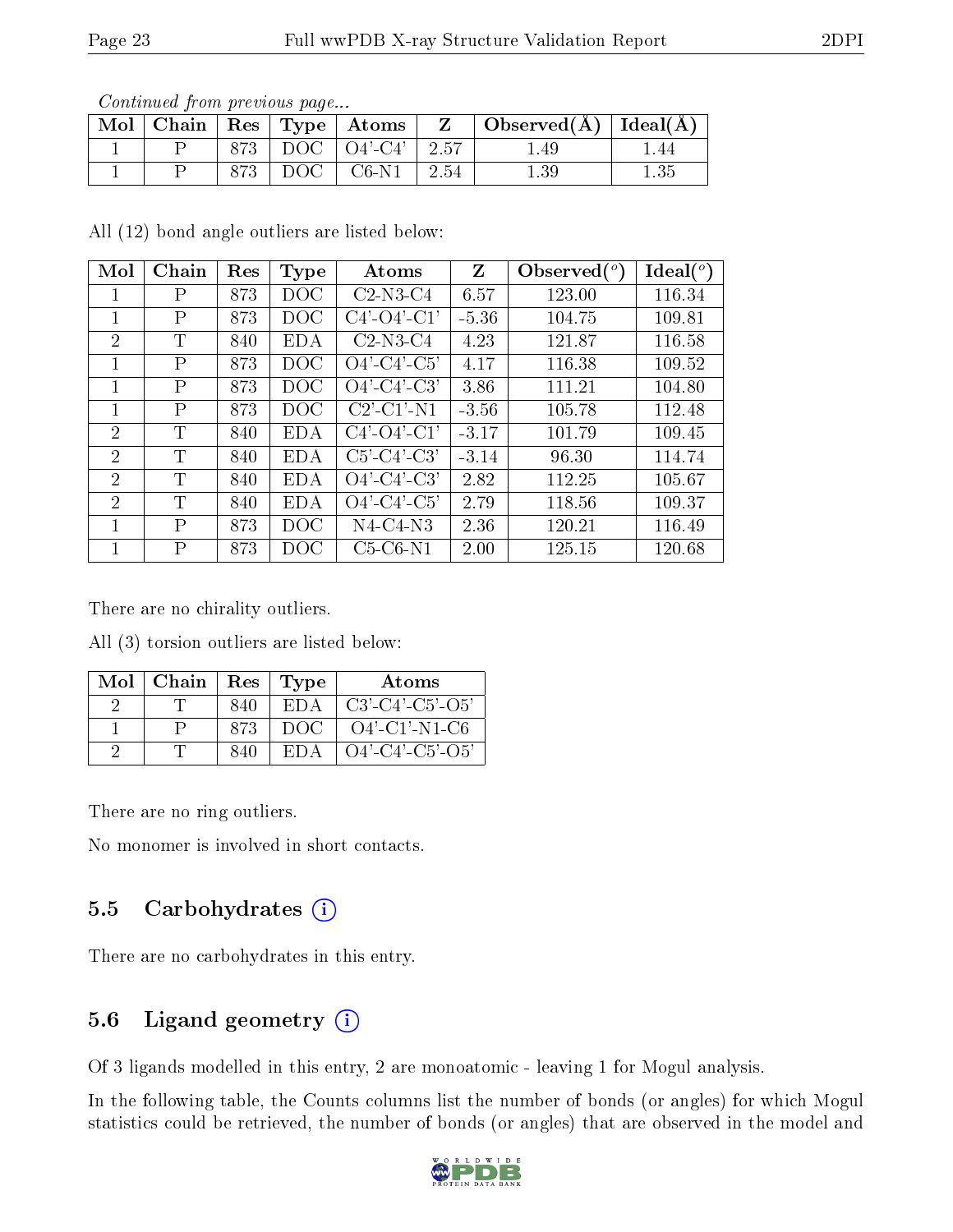*Continued from previous page...*

| Mol | Chain | Res | Type | Atoms | Z | Observed(Å) | Ideal(Å) |
|---|---|---|---|---|---|---|---|
| 1 | P | 873 | DOC | O4'-C4' | 2.57 | 1.49 | 1.44 |
| 1 | P | 873 | DOC | C6-N1 | 2.54 | 1.39 | 1.35 |

All (12) bond angle outliers are listed below:

| Mol | Chain | Res | Type | Atoms | Z | Observed(°) | Ideal(°) |
|---|---|---|---|---|---|---|---|
| 1 | P | 873 | DOC | C2-N3-C4 | 6.57 | 123.00 | 116.34 |
| 1 | P | 873 | DOC | C4'-O4'-C1' | -5.36 | 104.75 | 109.81 |
| 2 | T | 840 | EDA | C2-N3-C4 | 4.23 | 121.87 | 116.58 |
| 1 | P | 873 | DOC | O4'-C4'-C5' | 4.17 | 116.38 | 109.52 |
| 1 | P | 873 | DOC | O4'-C4'-C3' | 3.86 | 111.21 | 104.80 |
| 1 | P | 873 | DOC | C2'-C1'-N1 | -3.56 | 105.78 | 112.48 |
| 2 | T | 840 | EDA | C4'-O4'-C1' | -3.17 | 101.79 | 109.45 |
| 2 | T | 840 | EDA | C5'-C4'-C3' | -3.14 | 96.30 | 114.74 |
| 2 | T | 840 | EDA | O4'-C4'-C3' | 2.82 | 112.25 | 105.67 |
| 2 | T | 840 | EDA | O4'-C4'-C5' | 2.79 | 118.56 | 109.37 |
| 1 | P | 873 | DOC | N4-C4-N3 | 2.36 | 120.21 | 116.49 |
| 1 | P | 873 | DOC | C5-C6-N1 | 2.00 | 125.15 | 120.68 |

There are no chirality outliers.

All (3) torsion outliers are listed below:

| Mol | Chain | Res | Type | Atoms |
|---|---|---|---|---|
| 2 | T | 840 | EDA | C3'-C4'-C5'-O5' |
| 1 | P | 873 | DOC | O4'-C1'-N1-C6 |
| 2 | T | 840 | EDA | O4'-C4'-C5'-O5' |

There are no ring outliers.

No monomer is involved in short contacts.

## 5.5 Carbohydrates

There are no carbohydrates in this entry.

## 5.6 Ligand geometry

Of 3 ligands modelled in this entry, 2 are monoatomic - leaving 1 for Mogul analysis.

In the following table, the Counts columns list the number of bonds (or angles) for which Mogul statistics could be retrieved, the number of bonds (or angles) that are observed in the model and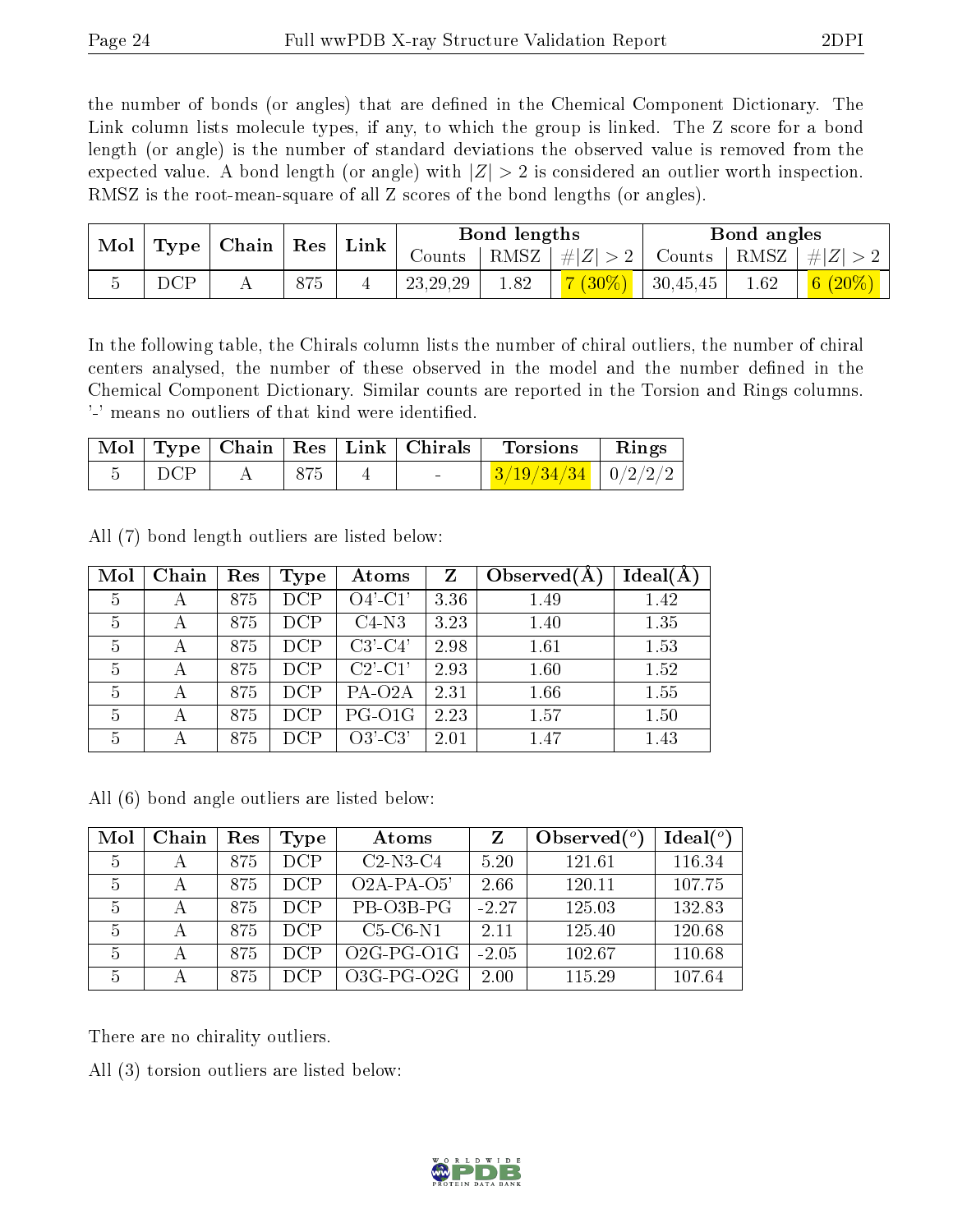the number of bonds (or angles) that are defined in the Chemical Component Dictionary. The Link column lists molecule types, if any, to which the group is linked. The Z score for a bond length (or angle) is the number of standard deviations the observed value is removed from the expected value. A bond length (or angle) with $|Z| > 2$ is considered an outlier worth inspection. RMSZ is the root-mean-square of all Z scores of the bond lengths (or angles).

| Mol | Type | Chain | Res | Link | Bond lengths | | | Bond angles | | |
|---|---|---|---|---|---|---|---|---|---|---|
| | | | | | Counts | RMSZ | $\#\|Z\| > 2$ | Counts | RMSZ | $\#\|Z\| > 2$ |
| 5 | DCP | A | 875 | 4 | 23,29,29 | 1.82 | 7 (30%) | 30,45,45 | 1.62 | 6 (20%) |

In the following table, the Chirals column lists the number of chiral outliers, the number of chiral centers analysed, the number of these observed in the model and the number defined in the Chemical Component Dictionary. Similar counts are reported in the Torsion and Rings columns. '-' means no outliers of that kind were identified.

| Mol | Type | Chain | Res | Link | Chirals | Torsions | Rings |
|---|---|---|---|---|---|---|---|
| 5 | DCP | A | 875 | 4 | - | 3/19/34/34 | 0/2/2/2 |

All (7) bond length outliers are listed below:

| Mol | Chain | Res | Type | Atoms | Z | Observed(Å) | Ideal(Å) |
|---|---|---|---|---|---|---|---|
| 5 | A | 875 | DCP | O4'-C1' | 3.36 | 1.49 | 1.42 |
| 5 | A | 875 | DCP | C4-N3 | 3.23 | 1.40 | 1.35 |
| 5 | A | 875 | DCP | C3'-C4' | 2.98 | 1.61 | 1.53 |
| 5 | A | 875 | DCP | C2'-C1' | 2.93 | 1.60 | 1.52 |
| 5 | A | 875 | DCP | PA-O2A | 2.31 | 1.66 | 1.55 |
| 5 | A | 875 | DCP | PG-O1G | 2.23 | 1.57 | 1.50 |
| 5 | A | 875 | DCP | O3'-C3' | 2.01 | 1.47 | 1.43 |

All (6) bond angle outliers are listed below:

| Mol | Chain | Res | Type | Atoms | Z | Observed(°) | Ideal(°) |
|---|---|---|---|---|---|---|---|
| 5 | A | 875 | DCP | C2-N3-C4 | 5.20 | 121.61 | 116.34 |
| 5 | A | 875 | DCP | O2A-PA-O5' | 2.66 | 120.11 | 107.75 |
| 5 | A | 875 | DCP | PB-O3B-PG | -2.27 | 125.03 | 132.83 |
| 5 | A | 875 | DCP | C5-C6-N1 | 2.11 | 125.40 | 120.68 |
| 5 | A | 875 | DCP | O2G-PG-O1G | -2.05 | 102.67 | 110.68 |
| 5 | A | 875 | DCP | O3G-PG-O2G | 2.00 | 115.29 | 107.64 |

There are no chirality outliers.

All (3) torsion outliers are listed below: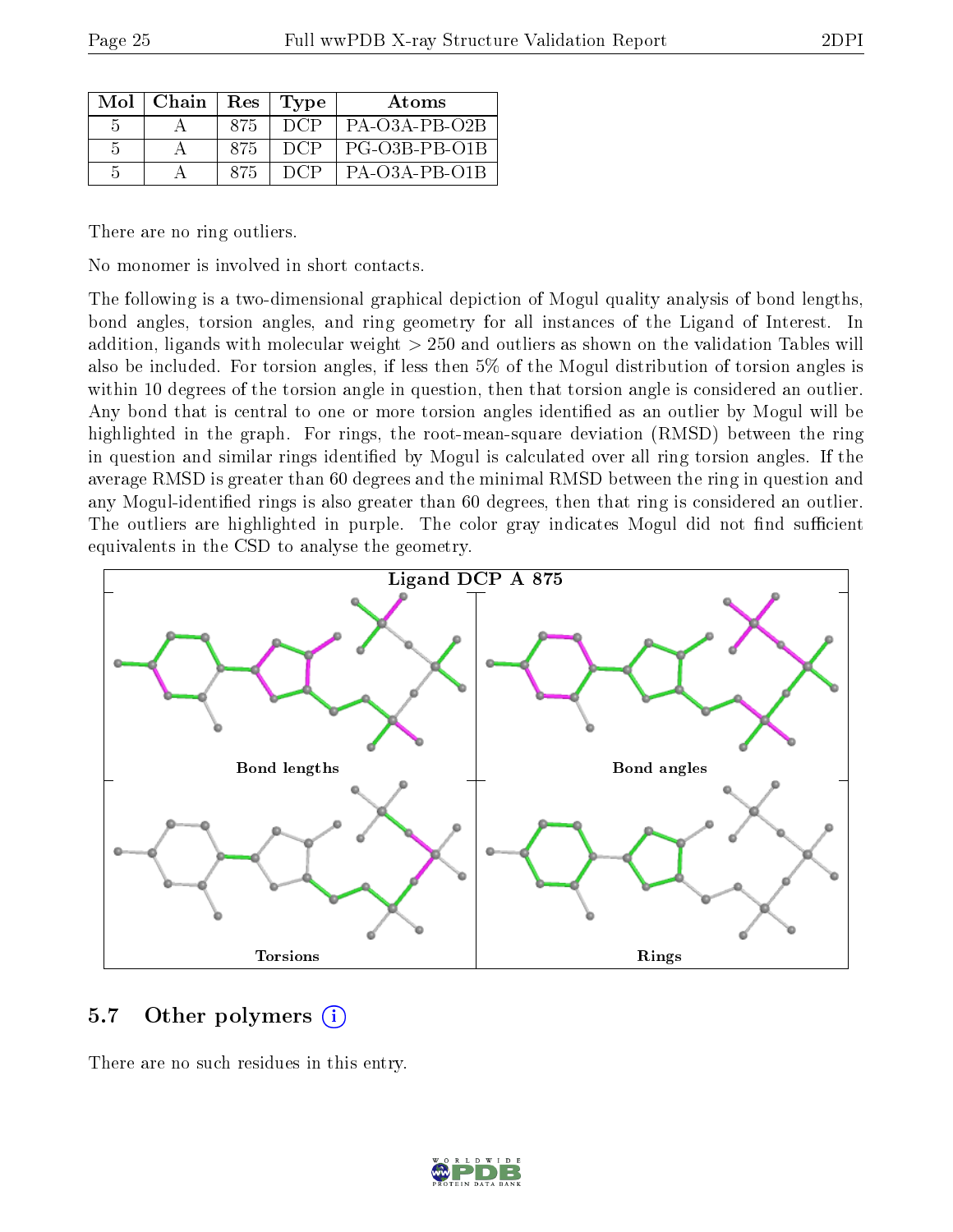| Mol | Chain | Res | Type | Atoms |
|---|---|---|---|---|
| 5 | A | 875 | DCP | PA-O3A-PB-O2B |
| 5 | A | 875 | DCP | PG-O3B-PB-O1B |
| 5 | A | 875 | DCP | PA-O3A-PB-O1B |

There are no ring outliers.

No monomer is involved in short contacts.

The following is a two-dimensional graphical depiction of Mogul quality analysis of bond lengths, bond angles, torsion angles, and ring geometry for all instances of the Ligand of Interest. In addition, ligands with molecular weight > 250 and outliers as shown on the validation Tables will also be included. For torsion angles, if less then 5% of the Mogul distribution of torsion angles is within 10 degrees of the torsion angle in question, then that torsion angle is considered an outlier. Any bond that is central to one or more torsion angles identified as an outlier by Mogul will be highlighted in the graph. For rings, the root-mean-square deviation (RMSD) between the ring in question and similar rings identified by Mogul is calculated over all ring torsion angles. If the average RMSD is greater than 60 degrees and the minimal RMSD between the ring in question and any Mogul-identified rings is also greater than 60 degrees, then that ring is considered an outlier. The outliers are highlighted in purple. The color gray indicates Mogul did not find sufficient equivalents in the CSD to analyse the geometry.

Ligand DCP A 875

Bond lengths

Bond angles

Torsions

Rings

## 5.7 Other polymers

There are no such residues in this entry.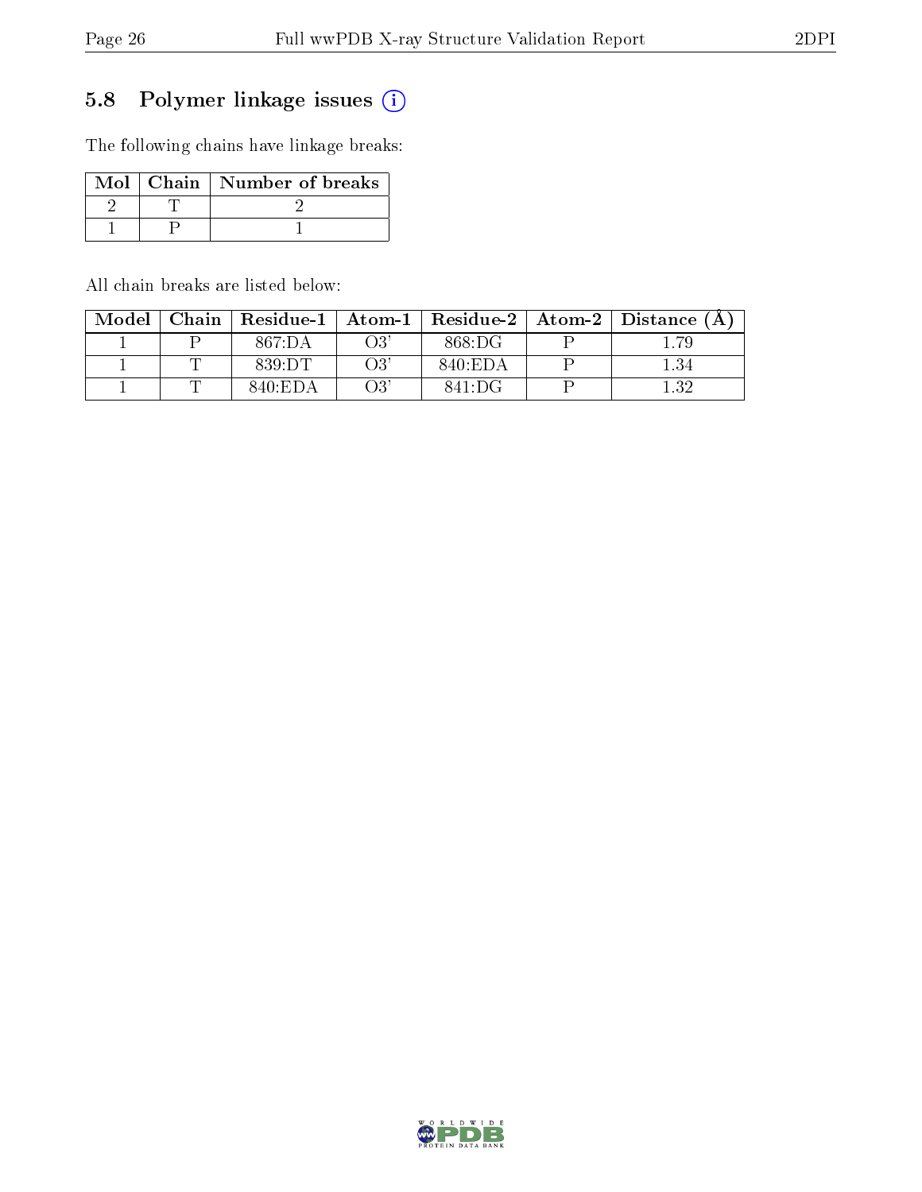## 5.8 Polymer linkage issues (i)

The following chains have linkage breaks:

| Mol | Chain | Number of breaks |
|---|---|---|
| 2 | T | 2 |
| 1 | P | 1 |

All chain breaks are listed below:

| Model | Chain | Residue-1 | Atom-1 | Residue-2 | Atom-2 | Distance (Å) |
|---|---|---|---|---|---|---|
| 1 | P | 867:DA | O3' | 868:DG | P | 1.79 |
| 1 | T | 839:DT | O3' | 840:EDA | P | 1.34 |
| 1 | T | 840:EDA | O3' | 841:DG | P | 1.32 |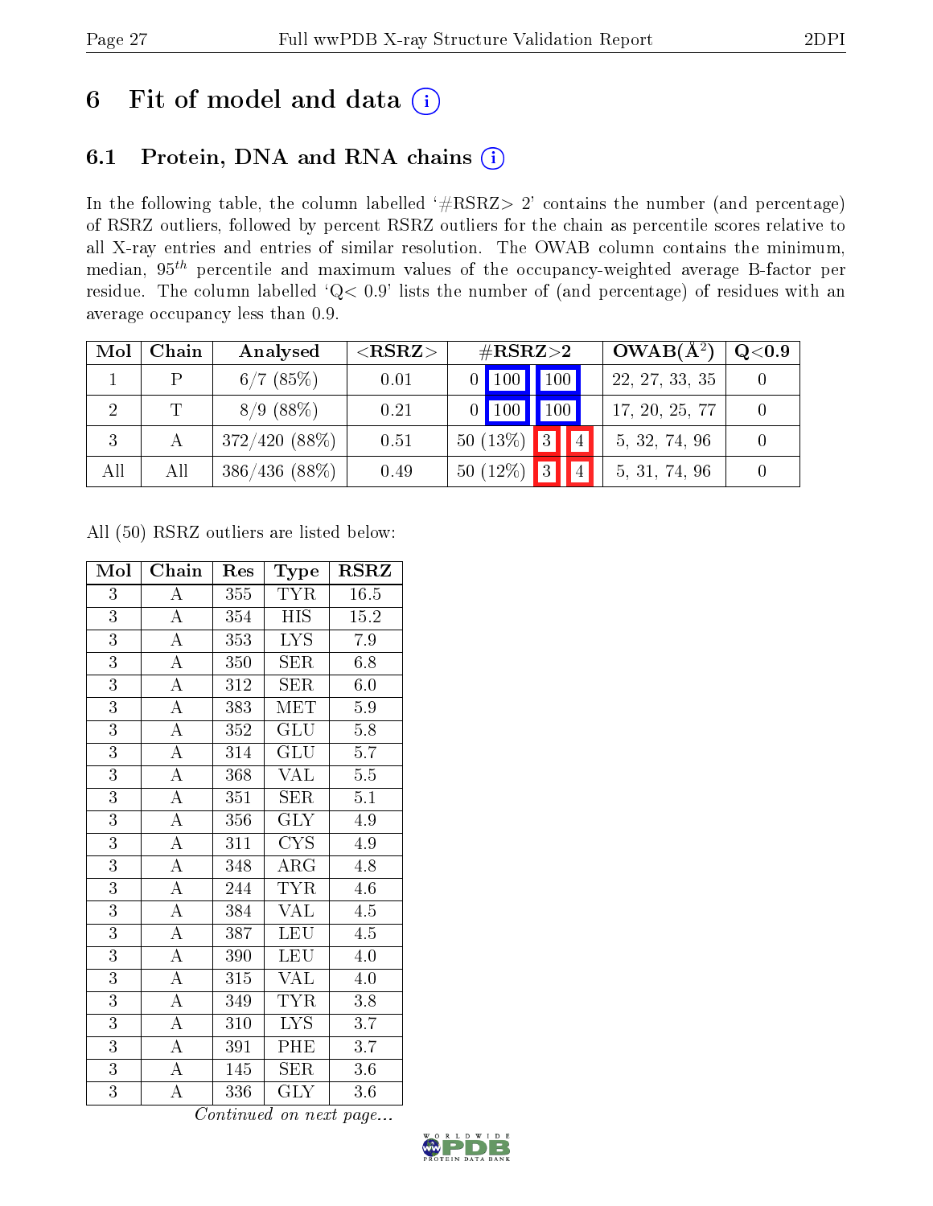# 6 Fit of model and data

## 6.1 Protein, DNA and RNA chains

In the following table, the column labelled '#RSRZ> 2' contains the number (and percentage) of RSRZ outliers, followed by percent RSRZ outliers for the chain as percentile scores relative to all X-ray entries and entries of similar resolution. The OWAB column contains the minimum, median, $95^{th}$ percentile and maximum values of the occupancy-weighted average B-factor per residue. The column labelled 'Q< 0.9' lists the number of (and percentage) of residues with an average occupancy less than 0.9.

| Mol | Chain | Analysed | <RSRZ> | #RSRZ>2 | | | OWAB(Å$^2$) | Q<0.9 |
|---|---|---|---|---|---|---|---|---|
| 1 | P | 6/7 (85%) | 0.01 | 0 | 100 | 100 | 22, 27, 33, 35 | 0 |
| 2 | T | 8/9 (88%) | 0.21 | 0 | 100 | 100 | 17, 20, 25, 77 | 0 |
| 3 | A | 372/420 (88%) | 0.51 | 50 (13%) | 3 | 4 | 5, 32, 74, 96 | 0 |
| All | All | 386/436 (88%) | 0.49 | 50 (12%) | 3 | 4 | 5, 31, 74, 96 | 0 |

All (50) RSRZ outliers are listed below:

| Mol | Chain | Res | Type | RSRZ |
|---|---|---|---|---|
| 3 | A | 355 | TYR | 16.5 |
| 3 | A | 354 | HIS | 15.2 |
| 3 | A | 353 | LYS | 7.9 |
| 3 | A | 350 | SER | 6.8 |
| 3 | A | 312 | SER | 6.0 |
| 3 | A | 383 | MET | 5.9 |
| 3 | A | 352 | GLU | 5.8 |
| 3 | A | 314 | GLU | 5.7 |
| 3 | A | 368 | VAL | 5.5 |
| 3 | A | 351 | SER | 5.1 |
| 3 | A | 356 | GLY | 4.9 |
| 3 | A | 311 | CYS | 4.9 |
| 3 | A | 348 | ARG | 4.8 |
| 3 | A | 244 | TYR | 4.6 |
| 3 | A | 384 | VAL | 4.5 |
| 3 | A | 387 | LEU | 4.5 |
| 3 | A | 390 | LEU | 4.0 |
| 3 | A | 315 | VAL | 4.0 |
| 3 | A | 349 | TYR | 3.8 |
| 3 | A | 310 | LYS | 3.7 |
| 3 | A | 391 | PHE | 3.7 |
| 3 | A | 145 | SER | 3.6 |
| 3 | A | 336 | GLY | 3.6 |

*Continued on next page...*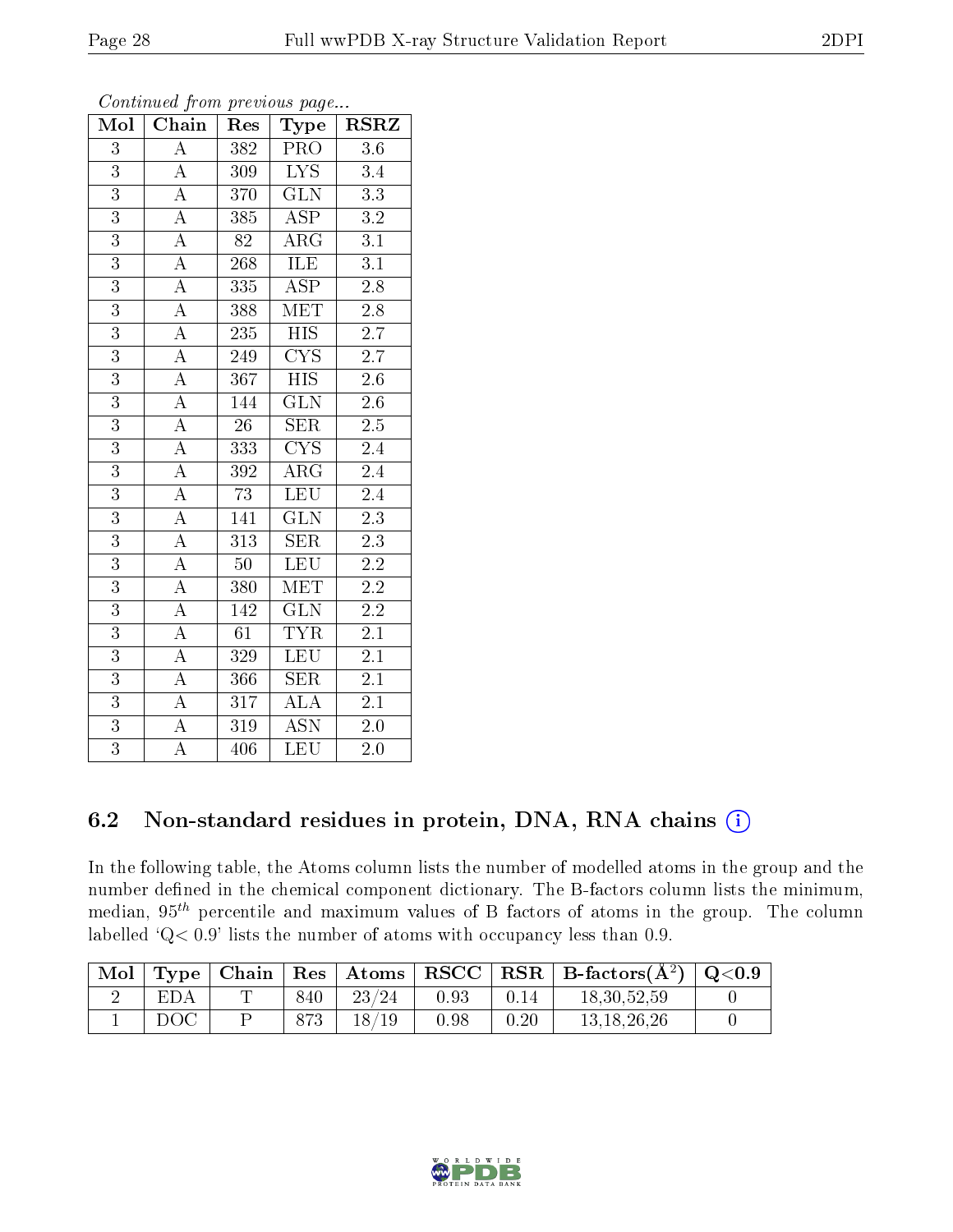*Continued from previous page...*

| Mol | Chain | Res | Type | RSRZ |
|---|---|---|---|---|
| 3 | A | 382 | PRO | 3.6 |
| 3 | A | 309 | LYS | 3.4 |
| 3 | A | 370 | GLN | 3.3 |
| 3 | A | 385 | ASP | 3.2 |
| 3 | A | 82 | ARG | 3.1 |
| 3 | A | 268 | ILE | 3.1 |
| 3 | A | 335 | ASP | 2.8 |
| 3 | A | 388 | MET | 2.8 |
| 3 | A | 235 | HIS | 2.7 |
| 3 | A | 249 | CYS | 2.7 |
| 3 | A | 367 | HIS | 2.6 |
| 3 | A | 144 | GLN | 2.6 |
| 3 | A | 26 | SER | 2.5 |
| 3 | A | 333 | CYS | 2.4 |
| 3 | A | 392 | ARG | 2.4 |
| 3 | A | 73 | LEU | 2.4 |
| 3 | A | 141 | GLN | 2.3 |
| 3 | A | 313 | SER | 2.3 |
| 3 | A | 50 | LEU | 2.2 |
| 3 | A | 380 | MET | 2.2 |
| 3 | A | 142 | GLN | 2.2 |
| 3 | A | 61 | TYR | 2.1 |
| 3 | A | 329 | LEU | 2.1 |
| 3 | A | 366 | SER | 2.1 |
| 3 | A | 317 | ALA | 2.1 |
| 3 | A | 319 | ASN | 2.0 |
| 3 | A | 406 | LEU | 2.0 |

## 6.2 Non-standard residues in protein, DNA, RNA chains

In the following table, the Atoms column lists the number of modelled atoms in the group and the number defined in the chemical component dictionary. The B-factors column lists the minimum, median, $95^{th}$ percentile and maximum values of B factors of atoms in the group. The column labelled 'Q< 0.9' lists the number of atoms with occupancy less than 0.9.

| Mol | Type | Chain | Res | Atoms | RSCC | RSR | B-factors($Å^2$) | Q<0.9 |
|---|---|---|---|---|---|---|---|---|
| 2 | EDA | T | 840 | 23/24 | 0.93 | 0.14 | 18,30,52,59 | 0 |
| 1 | DOC | P | 873 | 18/19 | 0.98 | 0.20 | 13,18,26,26 | 0 |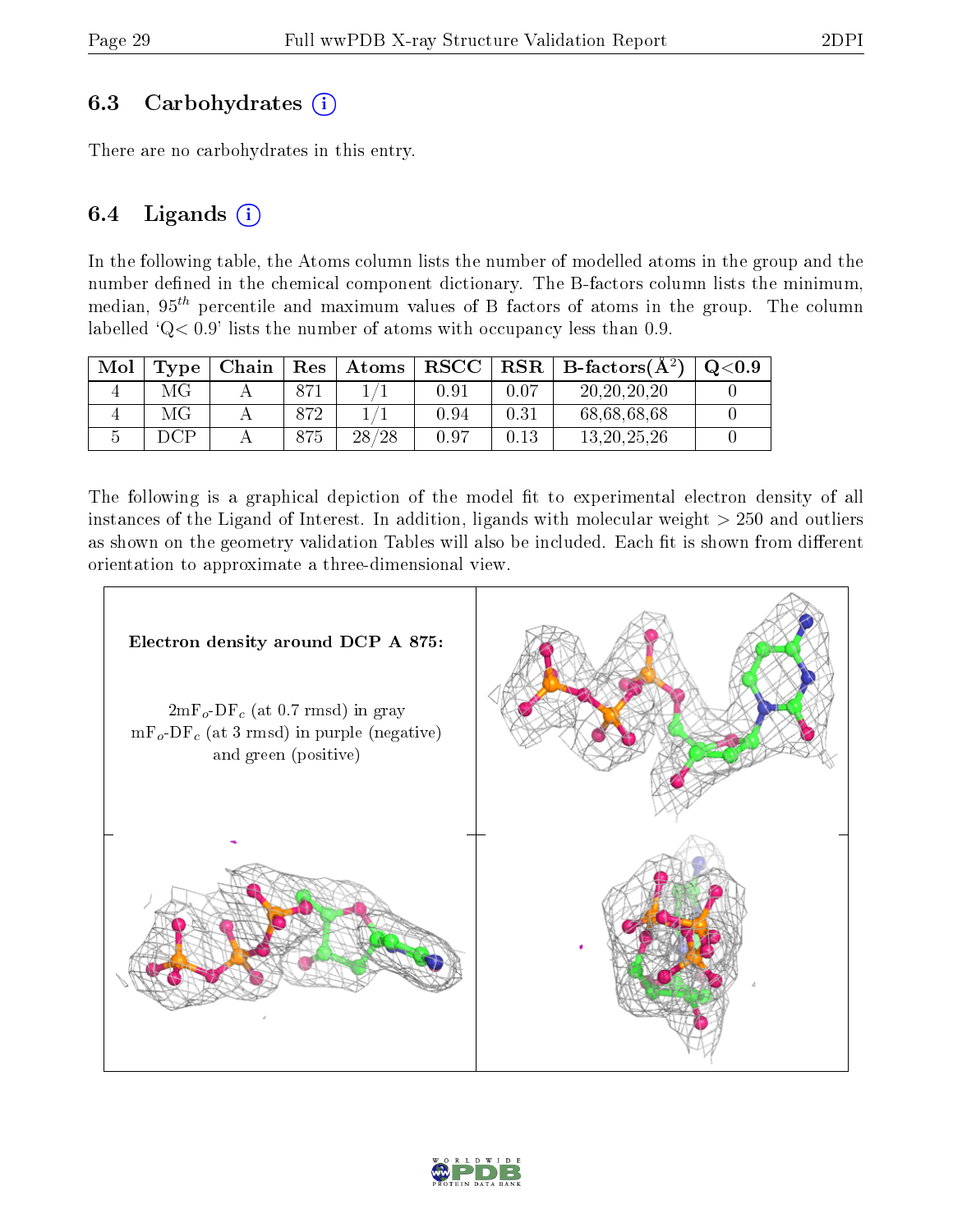## 6.3 Carbohydrates

There are no carbohydrates in this entry.

## 6.4 Ligands

In the following table, the Atoms column lists the number of modelled atoms in the group and the number defined in the chemical component dictionary. The B-factors column lists the minimum, median, $95^{th}$ percentile and maximum values of B factors of atoms in the group. The column labelled 'Q< 0.9' lists the number of atoms with occupancy less than 0.9.

| Mol | Type | Chain | Res | Atoms | RSCC | RSR | B-factors($Å^2$) | Q<0.9 |
|---|---|---|---|---|---|---|---|---|
| 4 | MG | A | 871 | 1/1 | 0.91 | 0.07 | 20,20,20,20 | 0 |
| 4 | MG | A | 872 | 1/1 | 0.94 | 0.31 | 68,68,68,68 | 0 |
| 5 | DCP | A | 875 | 28/28 | 0.97 | 0.13 | 13,20,25,26 | 0 |

The following is a graphical depiction of the model fit to experimental electron density of all instances of the Ligand of Interest. In addition, ligands with molecular weight > 250 and outliers as shown on the geometry validation Tables will also be included. Each fit is shown from different orientation to approximate a three-dimensional view.

**Electron density around DCP A 875:**

$2mF_o$-$DF_c$ (at 0.7 rmsd) in gray
$mF_o$-$DF_c$ (at 3 rmsd) in purple (negative) and green (positive)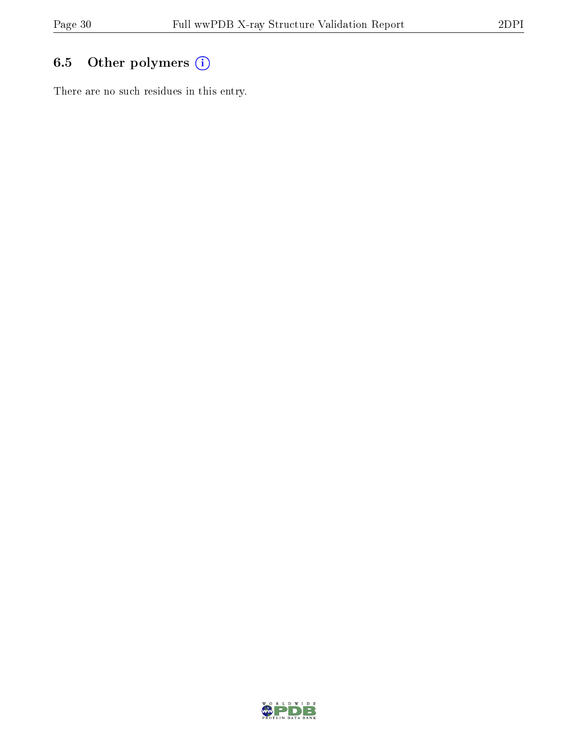## 6.5 Other polymers

There are no such residues in this entry.